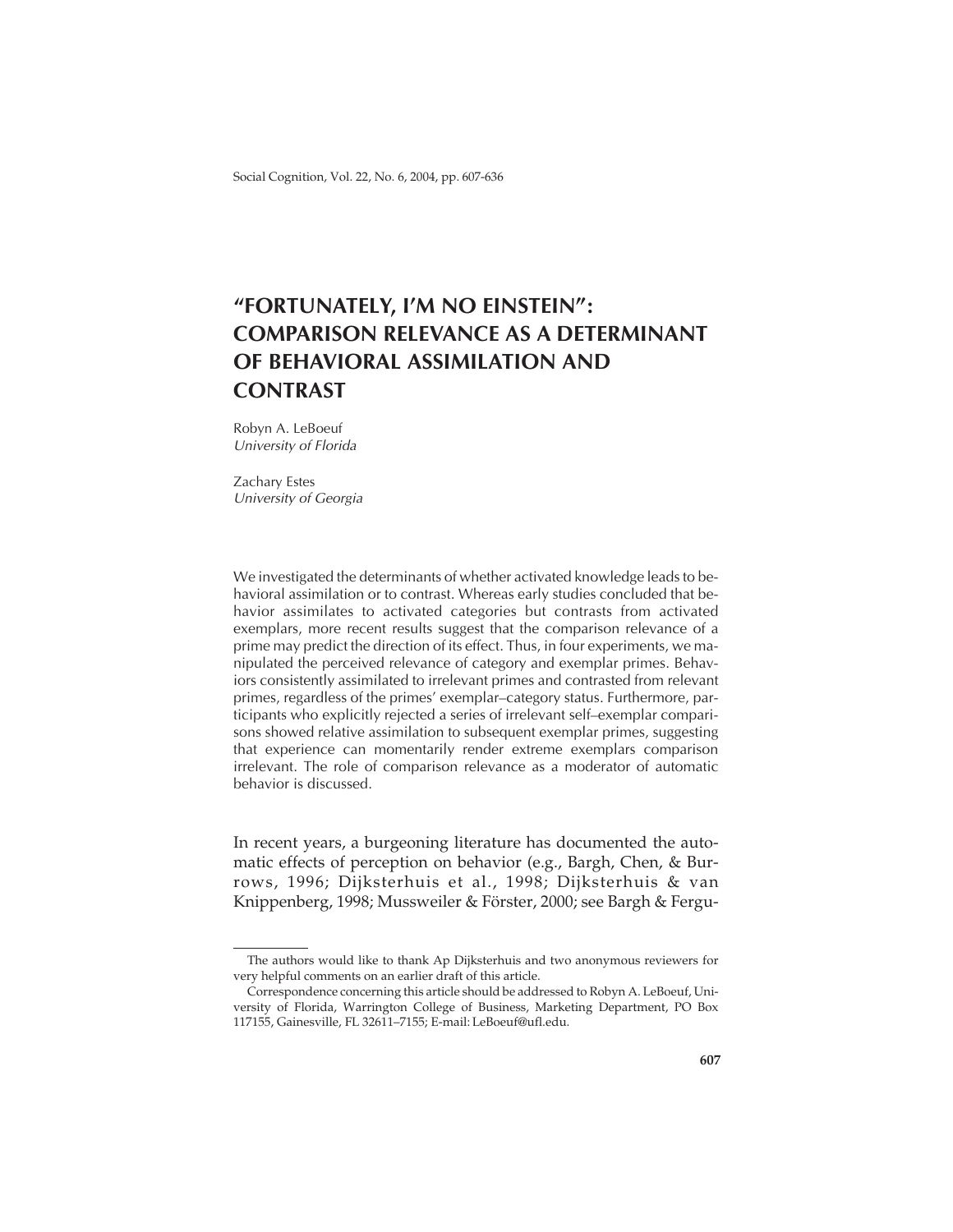# "FORTUNATELY, I'M NO EINSTEIN": COMPARISON RELEVANCE AS A DETERMINANT OF BEHAVIORAL ASSIMILATION AND CONTRAST

Robyn A. LeBoeuf
*University of Florida*

Zachary Estes
*University of Georgia*

We investigated the determinants of whether activated knowledge leads to behavioral assimilation or to contrast. Whereas early studies concluded that behavior assimilates to activated categories but contrasts from activated exemplars, more recent results suggest that the comparison relevance of a prime may predict the direction of its effect. Thus, in four experiments, we manipulated the perceived relevance of category and exemplar primes. Behaviors consistently assimilated to irrelevant primes and contrasted from relevant primes, regardless of the primes' exemplar–category status. Furthermore, participants who explicitly rejected a series of irrelevant self–exemplar comparisons showed relative assimilation to subsequent exemplar primes, suggesting that experience can momentarily render extreme exemplars comparison irrelevant. The role of comparison relevance as a moderator of automatic behavior is discussed.

In recent years, a burgeoning literature has documented the automatic effects of perception on behavior (e.g., Bargh, Chen, & Burrows, 1996; Dijksterhuis et al., 1998; Dijksterhuis & van Knippenberg, 1998; Mussweiler & Förster, 2000; see Bargh & Fergu-

---

The authors would like to thank Ap Dijksterhuis and two anonymous reviewers for very helpful comments on an earlier draft of this article.

Correspondence concerning this article should be addressed to Robyn A. LeBoeuf, University of Florida, Warrington College of Business, Marketing Department, PO Box 117155, Gainesville, FL 32611–7155; E-mail: LeBoeuf@ufl.edu.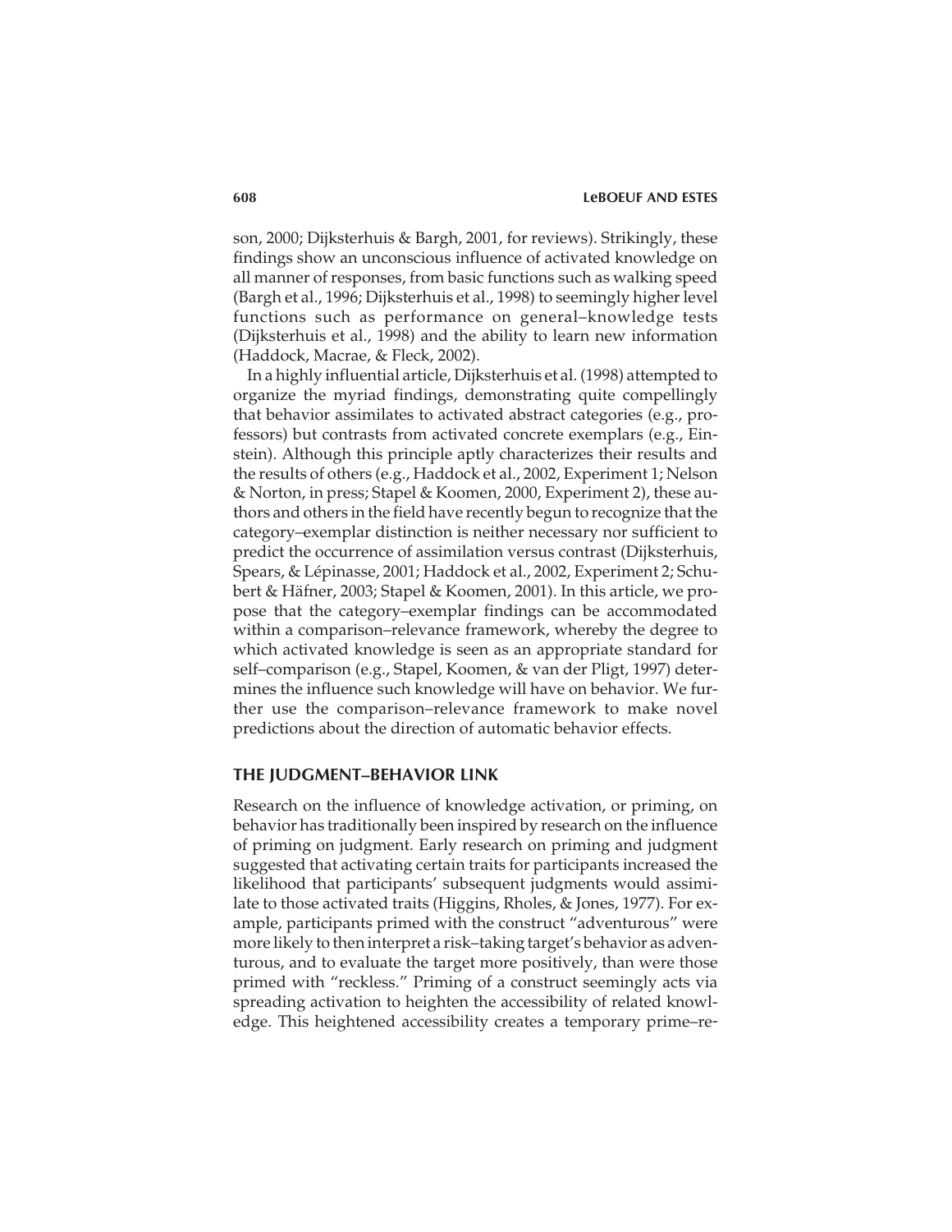son, 2000; Dijksterhuis & Bargh, 2001, for reviews). Strikingly, these findings show an unconscious influence of activated knowledge on all manner of responses, from basic functions such as walking speed (Bargh et al., 1996; Dijksterhuis et al., 1998) to seemingly higher level functions such as performance on general–knowledge tests (Dijksterhuis et al., 1998) and the ability to learn new information (Haddock, Macrae, & Fleck, 2002).

In a highly influential article, Dijksterhuis et al. (1998) attempted to organize the myriad findings, demonstrating quite compellingly that behavior assimilates to activated abstract categories (e.g., professors) but contrasts from activated concrete exemplars (e.g., Einstein). Although this principle aptly characterizes their results and the results of others (e.g., Haddock et al., 2002, Experiment 1; Nelson & Norton, in press; Stapel & Koomen, 2000, Experiment 2), these authors and others in the field have recently begun to recognize that the category–exemplar distinction is neither necessary nor sufficient to predict the occurrence of assimilation versus contrast (Dijksterhuis, Spears, & Lépinasse, 2001; Haddock et al., 2002, Experiment 2; Schubert & Häfner, 2003; Stapel & Koomen, 2001). In this article, we propose that the category–exemplar findings can be accommodated within a comparison–relevance framework, whereby the degree to which activated knowledge is seen as an appropriate standard for self–comparison (e.g., Stapel, Koomen, & van der Pligt, 1997) determines the influence such knowledge will have on behavior. We further use the comparison–relevance framework to make novel predictions about the direction of automatic behavior effects.

## THE JUDGMENT–BEHAVIOR LINK

Research on the influence of knowledge activation, or priming, on behavior has traditionally been inspired by research on the influence of priming on judgment. Early research on priming and judgment suggested that activating certain traits for participants increased the likelihood that participants' subsequent judgments would assimilate to those activated traits (Higgins, Rholes, & Jones, 1977). For example, participants primed with the construct "adventurous" were more likely to then interpret a risk–taking target's behavior as adventurous, and to evaluate the target more positively, than were those primed with "reckless." Priming of a construct seemingly acts via spreading activation to heighten the accessibility of related knowledge. This heightened accessibility creates a temporary prime–re-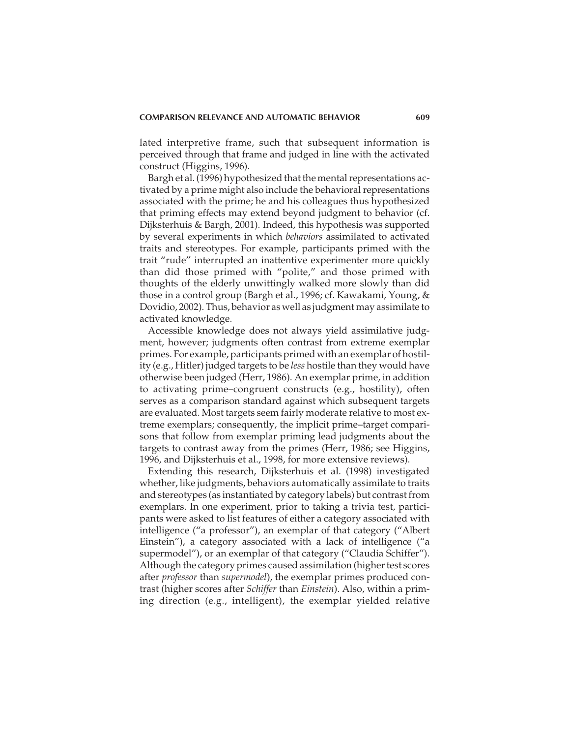lated interpretive frame, such that subsequent information is perceived through that frame and judged in line with the activated construct (Higgins, 1996).

Bargh et al. (1996) hypothesized that the mental representations activated by a prime might also include the behavioral representations associated with the prime; he and his colleagues thus hypothesized that priming effects may extend beyond judgment to behavior (cf. Dijksterhuis & Bargh, 2001). Indeed, this hypothesis was supported by several experiments in which *behaviors* assimilated to activated traits and stereotypes. For example, participants primed with the trait "rude" interrupted an inattentive experimenter more quickly than did those primed with "polite," and those primed with thoughts of the elderly unwittingly walked more slowly than did those in a control group (Bargh et al., 1996; cf. Kawakami, Young, & Dovidio, 2002). Thus, behavior as well as judgment may assimilate to activated knowledge.

Accessible knowledge does not always yield assimilative judgment, however; judgments often contrast from extreme exemplar primes. For example, participants primed with an exemplar of hostility (e.g., Hitler) judged targets to be *less* hostile than they would have otherwise been judged (Herr, 1986). An exemplar prime, in addition to activating prime–congruent constructs (e.g., hostility), often serves as a comparison standard against which subsequent targets are evaluated. Most targets seem fairly moderate relative to most extreme exemplars; consequently, the implicit prime–target comparisons that follow from exemplar priming lead judgments about the targets to contrast away from the primes (Herr, 1986; see Higgins, 1996, and Dijksterhuis et al., 1998, for more extensive reviews).

Extending this research, Dijksterhuis et al. (1998) investigated whether, like judgments, behaviors automatically assimilate to traits and stereotypes (as instantiated by category labels) but contrast from exemplars. In one experiment, prior to taking a trivia test, participants were asked to list features of either a category associated with intelligence ("a professor"), an exemplar of that category ("Albert Einstein"), a category associated with a lack of intelligence ("a supermodel"), or an exemplar of that category ("Claudia Schiffer"). Although the category primes caused assimilation (higher test scores after *professor* than *supermodel*), the exemplar primes produced contrast (higher scores after *Schiffer* than *Einstein*). Also, within a priming direction (e.g., intelligent), the exemplar yielded relative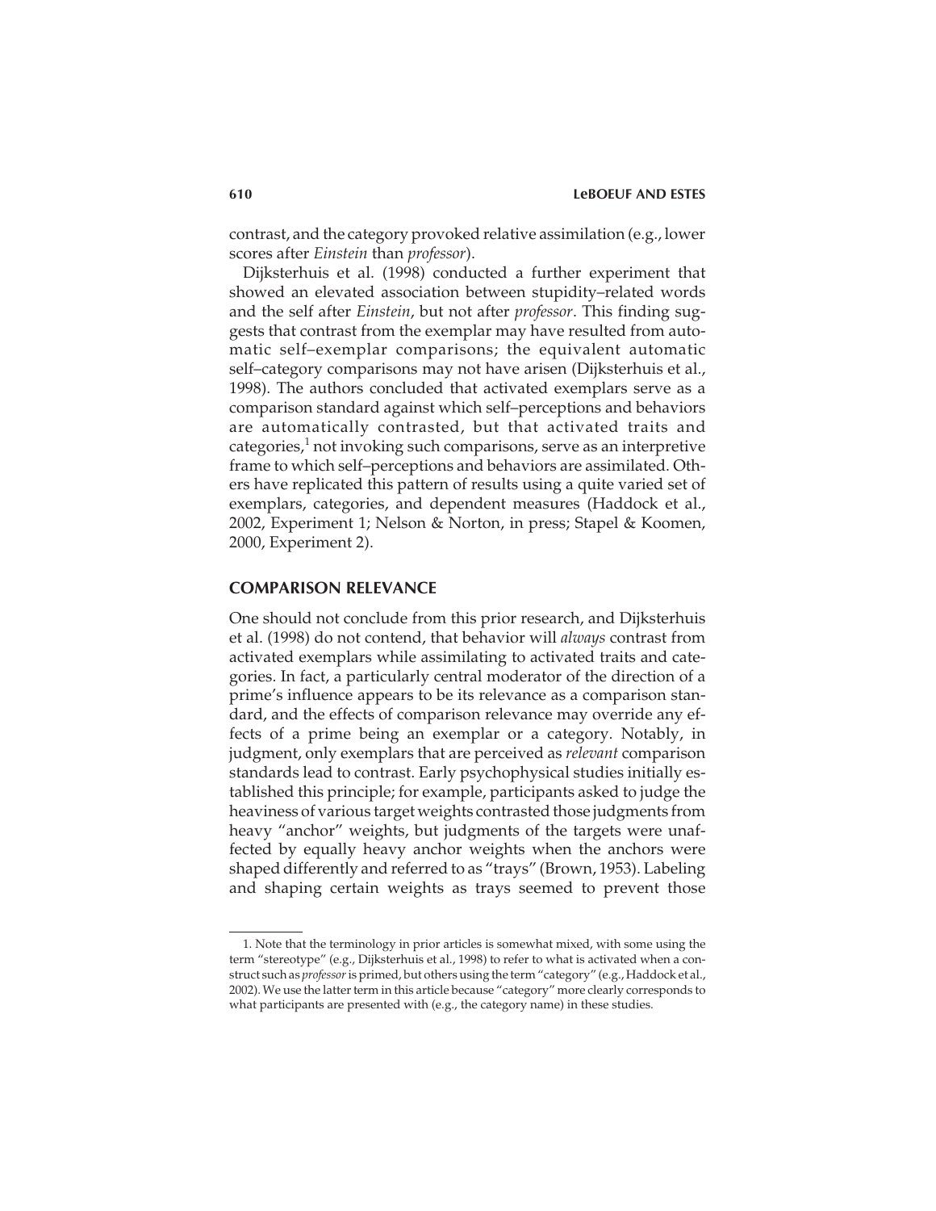contrast, and the category provoked relative assimilation (e.g., lower scores after *Einstein* than *professor*).

Dijksterhuis et al. (1998) conducted a further experiment that showed an elevated association between stupidity–related words and the self after *Einstein*, but not after *professor*. This finding suggests that contrast from the exemplar may have resulted from automatic self–exemplar comparisons; the equivalent automatic self–category comparisons may not have arisen (Dijksterhuis et al., 1998). The authors concluded that activated exemplars serve as a comparison standard against which self–perceptions and behaviors are automatically contrasted, but that activated traits and categories,[1] not invoking such comparisons, serve as an interpretive frame to which self–perceptions and behaviors are assimilated. Others have replicated this pattern of results using a quite varied set of exemplars, categories, and dependent measures (Haddock et al., 2002, Experiment 1; Nelson & Norton, in press; Stapel & Koomen, 2000, Experiment 2).

## COMPARISON RELEVANCE

One should not conclude from this prior research, and Dijksterhuis et al. (1998) do not contend, that behavior will *always* contrast from activated exemplars while assimilating to activated traits and categories. In fact, a particularly central moderator of the direction of a prime's influence appears to be its relevance as a comparison standard, and the effects of comparison relevance may override any effects of a prime being an exemplar or a category. Notably, in judgment, only exemplars that are perceived as *relevant* comparison standards lead to contrast. Early psychophysical studies initially established this principle; for example, participants asked to judge the heaviness of various target weights contrasted those judgments from heavy "anchor" weights, but judgments of the targets were unaffected by equally heavy anchor weights when the anchors were shaped differently and referred to as "trays" (Brown, 1953). Labeling and shaping certain weights as trays seemed to prevent those

1. Note that the terminology in prior articles is somewhat mixed, with some using the term "stereotype" (e.g., Dijksterhuis et al., 1998) to refer to what is activated when a construct such as *professor* is primed, but others using the term "category" (e.g., Haddock et al., 2002). We use the latter term in this article because "category" more clearly corresponds to what participants are presented with (e.g., the category name) in these studies.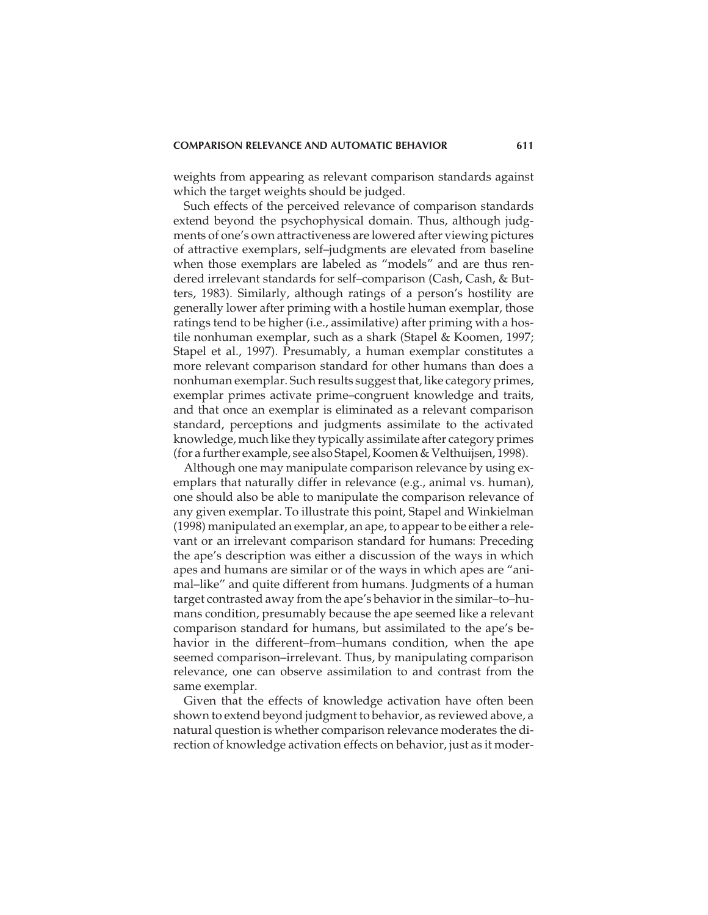weights from appearing as relevant comparison standards against which the target weights should be judged.

Such effects of the perceived relevance of comparison standards extend beyond the psychophysical domain. Thus, although judgments of one's own attractiveness are lowered after viewing pictures of attractive exemplars, self–judgments are elevated from baseline when those exemplars are labeled as "models" and are thus rendered irrelevant standards for self–comparison (Cash, Cash, & Butters, 1983). Similarly, although ratings of a person's hostility are generally lower after priming with a hostile human exemplar, those ratings tend to be higher (i.e., assimilative) after priming with a hostile nonhuman exemplar, such as a shark (Stapel & Koomen, 1997; Stapel et al., 1997). Presumably, a human exemplar constitutes a more relevant comparison standard for other humans than does a nonhuman exemplar. Such results suggest that, like category primes, exemplar primes activate prime–congruent knowledge and traits, and that once an exemplar is eliminated as a relevant comparison standard, perceptions and judgments assimilate to the activated knowledge, much like they typically assimilate after category primes (for a further example, see also Stapel, Koomen & Velthuijsen, 1998).

Although one may manipulate comparison relevance by using exemplars that naturally differ in relevance (e.g., animal vs. human), one should also be able to manipulate the comparison relevance of any given exemplar. To illustrate this point, Stapel and Winkielman (1998) manipulated an exemplar, an ape, to appear to be either a relevant or an irrelevant comparison standard for humans: Preceding the ape's description was either a discussion of the ways in which apes and humans are similar or of the ways in which apes are "animal–like" and quite different from humans. Judgments of a human target contrasted away from the ape's behavior in the similar–to–humans condition, presumably because the ape seemed like a relevant comparison standard for humans, but assimilated to the ape's behavior in the different–from–humans condition, when the ape seemed comparison–irrelevant. Thus, by manipulating comparison relevance, one can observe assimilation to and contrast from the same exemplar.

Given that the effects of knowledge activation have often been shown to extend beyond judgment to behavior, as reviewed above, a natural question is whether comparison relevance moderates the direction of knowledge activation effects on behavior, just as it moder-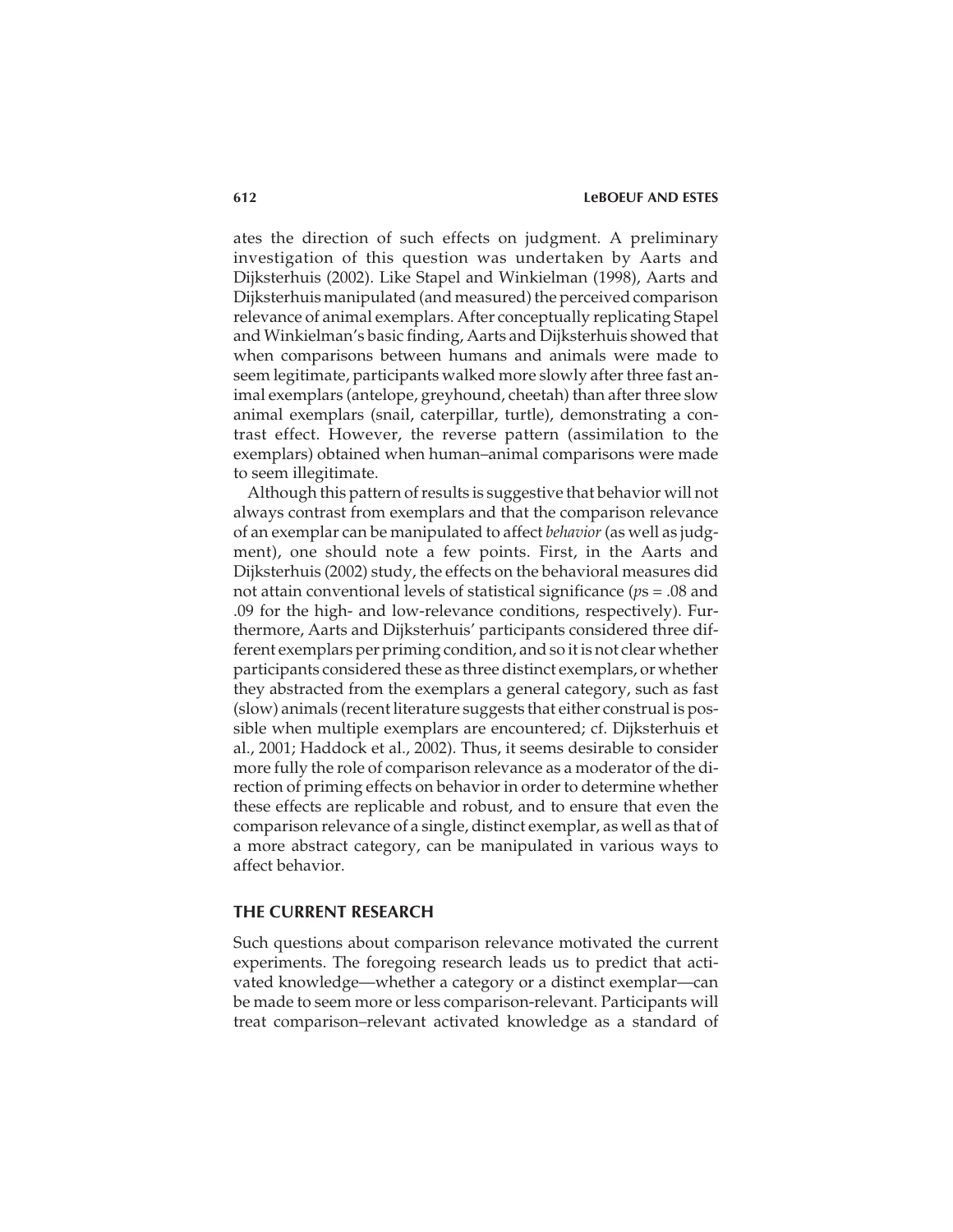ates the direction of such effects on judgment. A preliminary investigation of this question was undertaken by Aarts and Dijksterhuis (2002). Like Stapel and Winkielman (1998), Aarts and Dijksterhuis manipulated (and measured) the perceived comparison relevance of animal exemplars. After conceptually replicating Stapel and Winkielman's basic finding, Aarts and Dijksterhuis showed that when comparisons between humans and animals were made to seem legitimate, participants walked more slowly after three fast animal exemplars (antelope, greyhound, cheetah) than after three slow animal exemplars (snail, caterpillar, turtle), demonstrating a contrast effect. However, the reverse pattern (assimilation to the exemplars) obtained when human–animal comparisons were made to seem illegitimate.

Although this pattern of results is suggestive that behavior will not always contrast from exemplars and that the comparison relevance of an exemplar can be manipulated to affect *behavior* (as well as judgment), one should note a few points. First, in the Aarts and Dijksterhuis (2002) study, the effects on the behavioral measures did not attain conventional levels of statistical significance (*p*s = .08 and .09 for the high- and low-relevance conditions, respectively). Furthermore, Aarts and Dijksterhuis' participants considered three different exemplars per priming condition, and so it is not clear whether participants considered these as three distinct exemplars, or whether they abstracted from the exemplars a general category, such as fast (slow) animals (recent literature suggests that either construal is possible when multiple exemplars are encountered; cf. Dijksterhuis et al., 2001; Haddock et al., 2002). Thus, it seems desirable to consider more fully the role of comparison relevance as a moderator of the direction of priming effects on behavior in order to determine whether these effects are replicable and robust, and to ensure that even the comparison relevance of a single, distinct exemplar, as well as that of a more abstract category, can be manipulated in various ways to affect behavior.

## THE CURRENT RESEARCH

Such questions about comparison relevance motivated the current experiments. The foregoing research leads us to predict that activated knowledge—whether a category or a distinct exemplar—can be made to seem more or less comparison-relevant. Participants will treat comparison–relevant activated knowledge as a standard of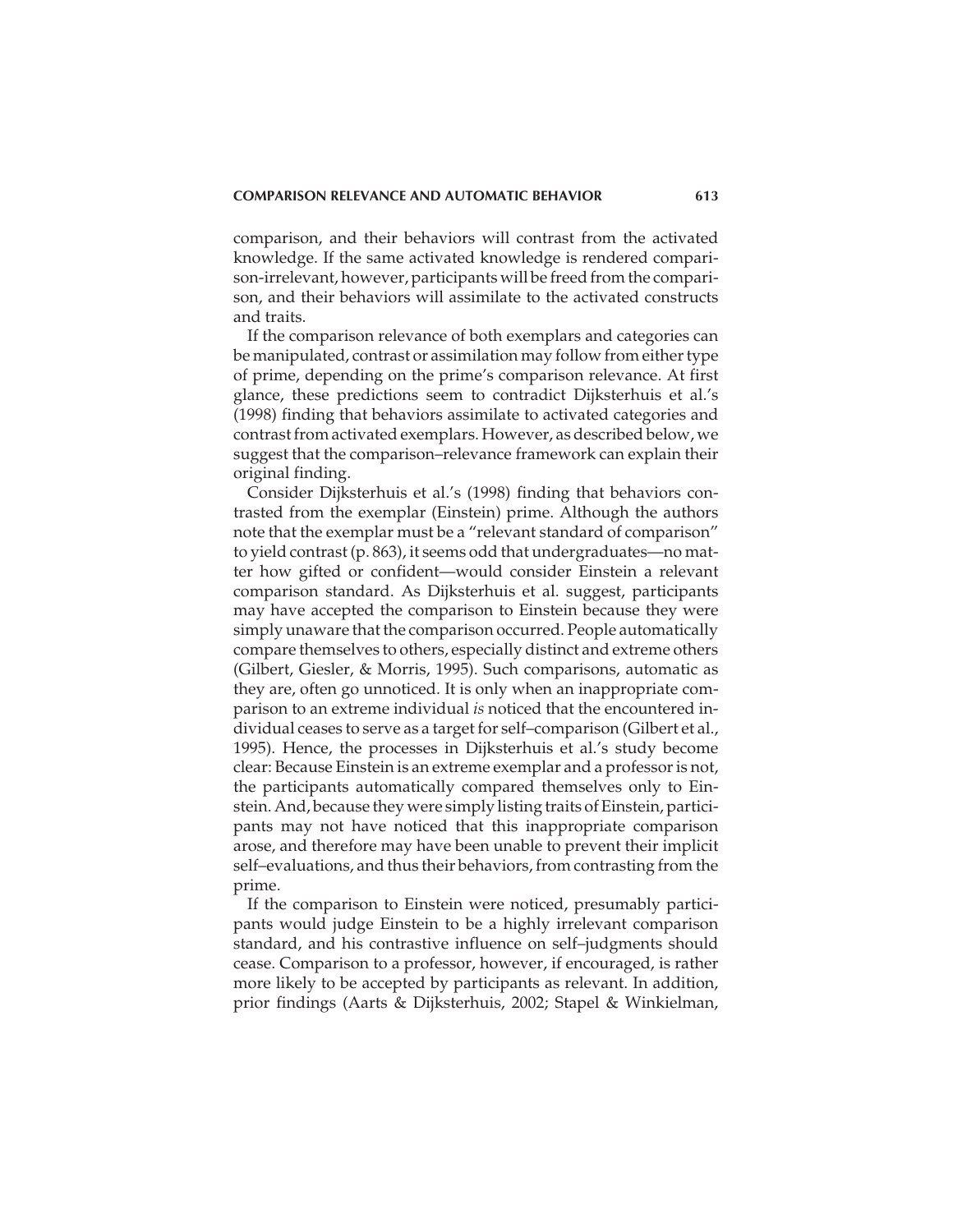comparison, and their behaviors will contrast from the activated knowledge. If the same activated knowledge is rendered comparison-irrelevant, however, participants will be freed from the comparison, and their behaviors will assimilate to the activated constructs and traits.

If the comparison relevance of both exemplars and categories can be manipulated, contrast or assimilation may follow from either type of prime, depending on the prime's comparison relevance. At first glance, these predictions seem to contradict Dijksterhuis et al.'s (1998) finding that behaviors assimilate to activated categories and contrast from activated exemplars. However, as described below, we suggest that the comparison–relevance framework can explain their original finding.

Consider Dijksterhuis et al.'s (1998) finding that behaviors contrasted from the exemplar (Einstein) prime. Although the authors note that the exemplar must be a "relevant standard of comparison" to yield contrast (p. 863), it seems odd that undergraduates—no matter how gifted or confident—would consider Einstein a relevant comparison standard. As Dijksterhuis et al. suggest, participants may have accepted the comparison to Einstein because they were simply unaware that the comparison occurred. People automatically compare themselves to others, especially distinct and extreme others (Gilbert, Giesler, & Morris, 1995). Such comparisons, automatic as they are, often go unnoticed. It is only when an inappropriate comparison to an extreme individual *is* noticed that the encountered individual ceases to serve as a target for self–comparison (Gilbert et al., 1995). Hence, the processes in Dijksterhuis et al.'s study become clear: Because Einstein is an extreme exemplar and a professor is not, the participants automatically compared themselves only to Einstein. And, because they were simply listing traits of Einstein, participants may not have noticed that this inappropriate comparison arose, and therefore may have been unable to prevent their implicit self–evaluations, and thus their behaviors, from contrasting from the prime.

If the comparison to Einstein were noticed, presumably participants would judge Einstein to be a highly irrelevant comparison standard, and his contrastive influence on self–judgments should cease. Comparison to a professor, however, if encouraged, is rather more likely to be accepted by participants as relevant. In addition, prior findings (Aarts & Dijksterhuis, 2002; Stapel & Winkielman,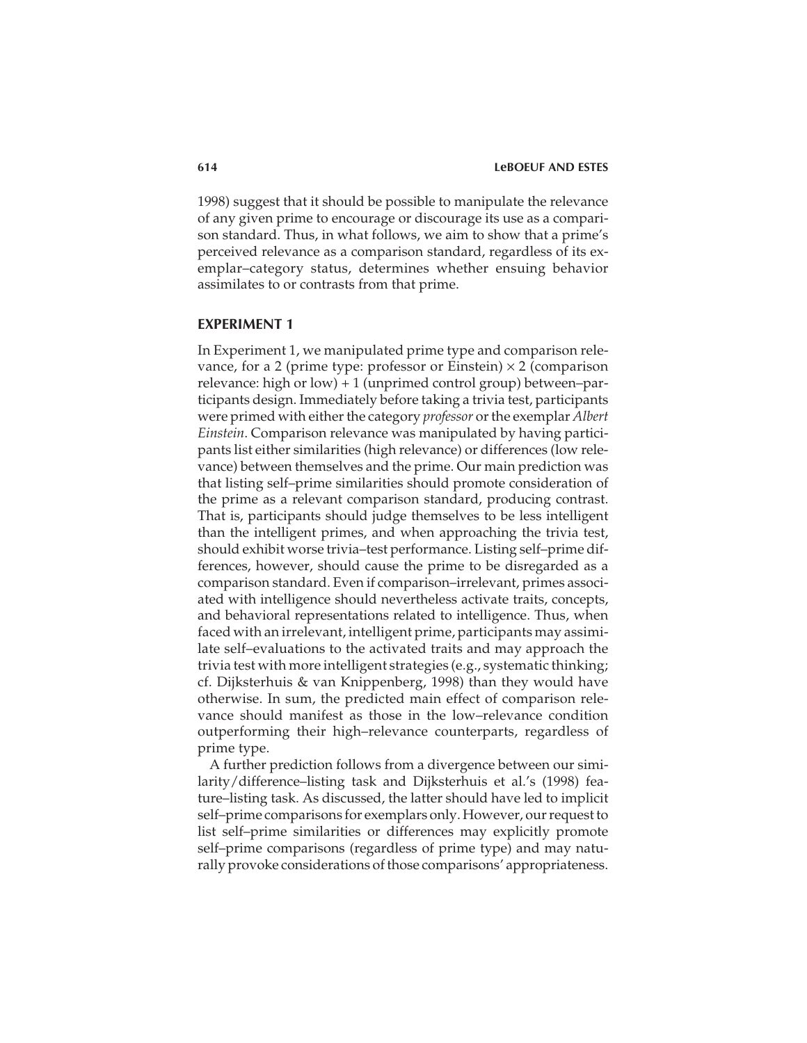1998) suggest that it should be possible to manipulate the relevance of any given prime to encourage or discourage its use as a comparison standard. Thus, in what follows, we aim to show that a prime's perceived relevance as a comparison standard, regardless of its exemplar–category status, determines whether ensuing behavior assimilates to or contrasts from that prime.

## EXPERIMENT 1

In Experiment 1, we manipulated prime type and comparison relevance, for a 2 (prime type: professor or Einstein) × 2 (comparison relevance: high or low) + 1 (unprimed control group) between–participants design. Immediately before taking a trivia test, participants were primed with either the category *professor* or the exemplar *Albert Einstein*. Comparison relevance was manipulated by having participants list either similarities (high relevance) or differences (low relevance) between themselves and the prime. Our main prediction was that listing self–prime similarities should promote consideration of the prime as a relevant comparison standard, producing contrast. That is, participants should judge themselves to be less intelligent than the intelligent primes, and when approaching the trivia test, should exhibit worse trivia–test performance. Listing self–prime differences, however, should cause the prime to be disregarded as a comparison standard. Even if comparison–irrelevant, primes associated with intelligence should nevertheless activate traits, concepts, and behavioral representations related to intelligence. Thus, when faced with an irrelevant, intelligent prime, participants may assimilate self–evaluations to the activated traits and may approach the trivia test with more intelligent strategies (e.g., systematic thinking; cf. Dijksterhuis & van Knippenberg, 1998) than they would have otherwise. In sum, the predicted main effect of comparison relevance should manifest as those in the low–relevance condition outperforming their high–relevance counterparts, regardless of prime type.

A further prediction follows from a divergence between our similarity/difference–listing task and Dijksterhuis et al.'s (1998) feature–listing task. As discussed, the latter should have led to implicit self–prime comparisons for exemplars only. However, our request to list self–prime similarities or differences may explicitly promote self–prime comparisons (regardless of prime type) and may naturally provoke considerations of those comparisons' appropriateness.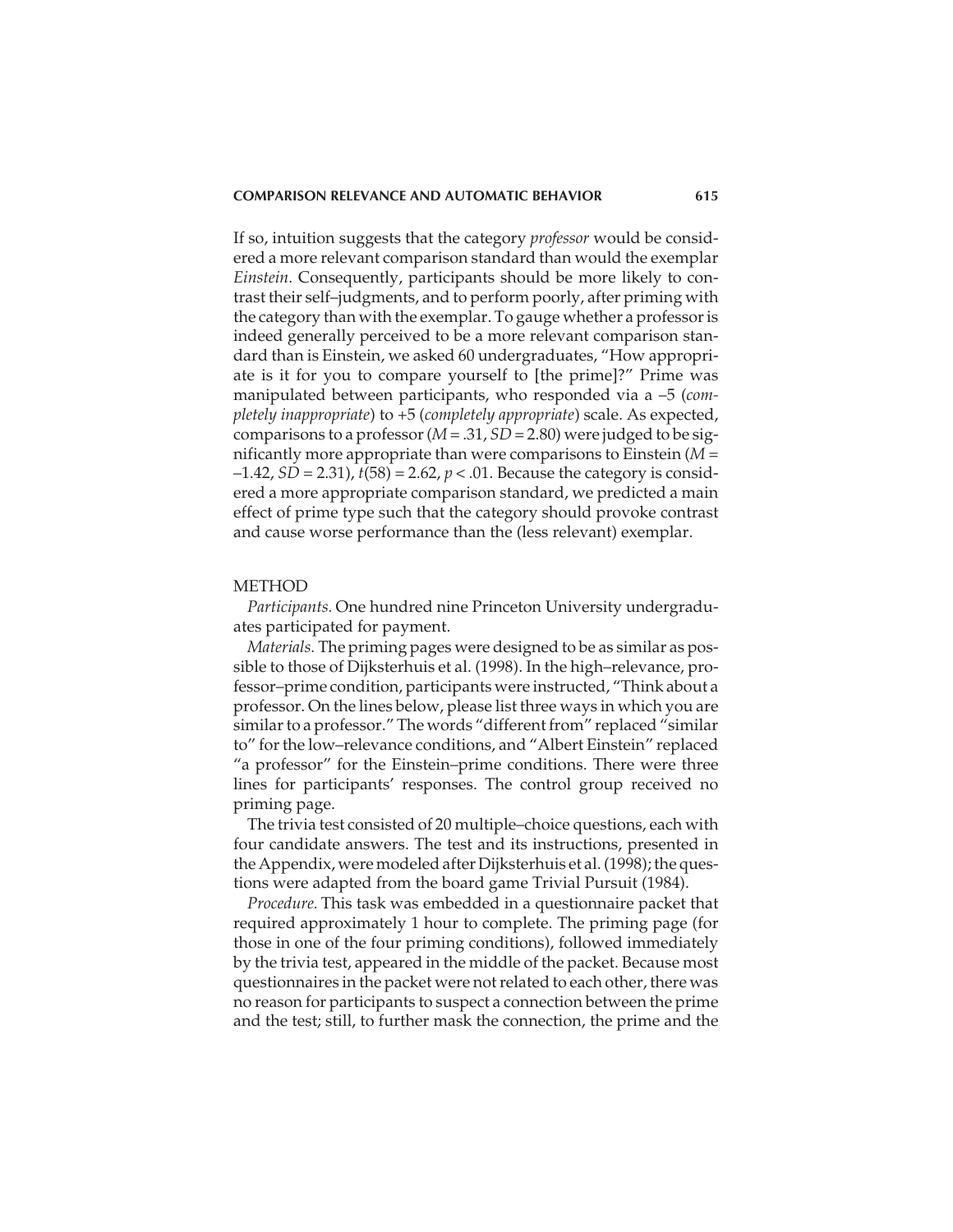If so, intuition suggests that the category *professor* would be considered a more relevant comparison standard than would the exemplar *Einstein*. Consequently, participants should be more likely to contrast their self–judgments, and to perform poorly, after priming with the category than with the exemplar. To gauge whether a professor is indeed generally perceived to be a more relevant comparison standard than is Einstein, we asked 60 undergraduates, "How appropriate is it for you to compare yourself to [the prime]?" Prime was manipulated between participants, who responded via a –5 (*completely inappropriate*) to +5 (*completely appropriate*) scale. As expected, comparisons to a professor ($M = .31$, $SD = 2.80$) were judged to be significantly more appropriate than were comparisons to Einstein ($M = -1.42$, $SD = 2.31$), $t(58) = 2.62$, $p < .01$. Because the category is considered a more appropriate comparison standard, we predicted a main effect of prime type such that the category should provoke contrast and cause worse performance than the (less relevant) exemplar.

## METHOD

*Participants.* One hundred nine Princeton University undergraduates participated for payment.

*Materials.* The priming pages were designed to be as similar as possible to those of Dijksterhuis et al. (1998). In the high–relevance, professor–prime condition, participants were instructed, "Think about a professor. On the lines below, please list three ways in which you are similar to a professor." The words "different from" replaced "similar to" for the low–relevance conditions, and "Albert Einstein" replaced "a professor" for the Einstein–prime conditions. There were three lines for participants' responses. The control group received no priming page.

The trivia test consisted of 20 multiple–choice questions, each with four candidate answers. The test and its instructions, presented in the Appendix, were modeled after Dijksterhuis et al. (1998); the questions were adapted from the board game Trivial Pursuit (1984).

*Procedure.* This task was embedded in a questionnaire packet that required approximately 1 hour to complete. The priming page (for those in one of the four priming conditions), followed immediately by the trivia test, appeared in the middle of the packet. Because most questionnaires in the packet were not related to each other, there was no reason for participants to suspect a connection between the prime and the test; still, to further mask the connection, the prime and the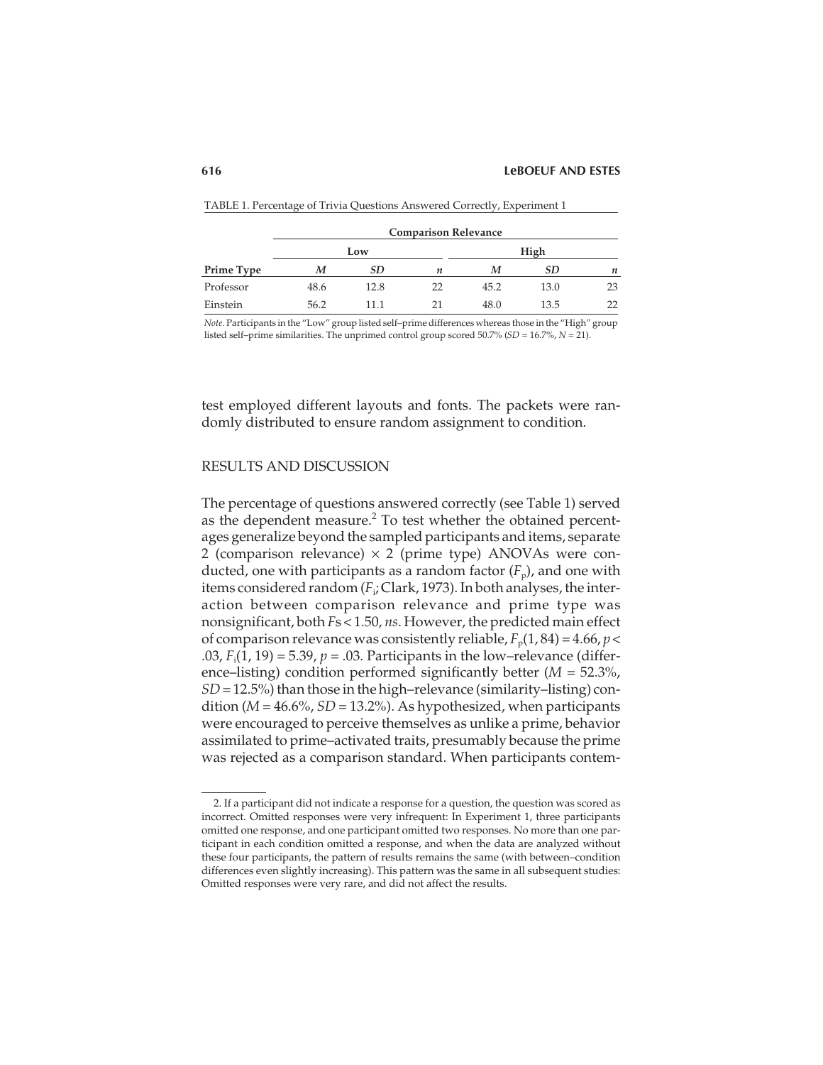TABLE 1. Percentage of Trivia Questions Answered Correctly, Experiment 1

| | Comparison Relevance | | | | | |
|---|---|---|---|---|---|---|
| | Low | | | High | | |
| **Prime Type** | *M* | *SD* | *n* | *M* | *SD* | *n* |
| Professor | 48.6 | 12.8 | 22 | 45.2 | 13.0 | 23 |
| Einstein | 56.2 | 11.1 | 21 | 48.0 | 13.5 | 22 |

*Note.* Participants in the "Low" group listed self–prime differences whereas those in the "High" group listed self–prime similarities. The unprimed control group scored 50.7% ($SD$ = 16.7%, $N$ = 21).

test employed different layouts and fonts. The packets were randomly distributed to ensure random assignment to condition.

## RESULTS AND DISCUSSION

The percentage of questions answered correctly (see Table 1) served as the dependent measure.[2] To test whether the obtained percentages generalize beyond the sampled participants and items, separate 2 (comparison relevance) × 2 (prime type) ANOVAs were conducted, one with participants as a random factor ($F_p$), and one with items considered random ($F_i$; Clark, 1973). In both analyses, the interaction between comparison relevance and prime type was nonsignificant, both $F$s < 1.50, *ns*. However, the predicted main effect of comparison relevance was consistently reliable, $F_p(1, 84) = 4.66$, $p < .03$, $F_i(1, 19) = 5.39$, $p = .03$. Participants in the low–relevance (difference–listing) condition performed significantly better ($M$ = 52.3%, $SD$ = 12.5%) than those in the high–relevance (similarity–listing) condition ($M$ = 46.6%, $SD$ = 13.2%). As hypothesized, when participants were encouraged to perceive themselves as unlike a prime, behavior assimilated to prime–activated traits, presumably because the prime was rejected as a comparison standard. When participants contem-

2. If a participant did not indicate a response for a question, the question was scored as incorrect. Omitted responses were very infrequent: In Experiment 1, three participants omitted one response, and one participant omitted two responses. No more than one participant in each condition omitted a response, and when the data are analyzed without these four participants, the pattern of results remains the same (with between–condition differences even slightly increasing). This pattern was the same in all subsequent studies: Omitted responses were very rare, and did not affect the results.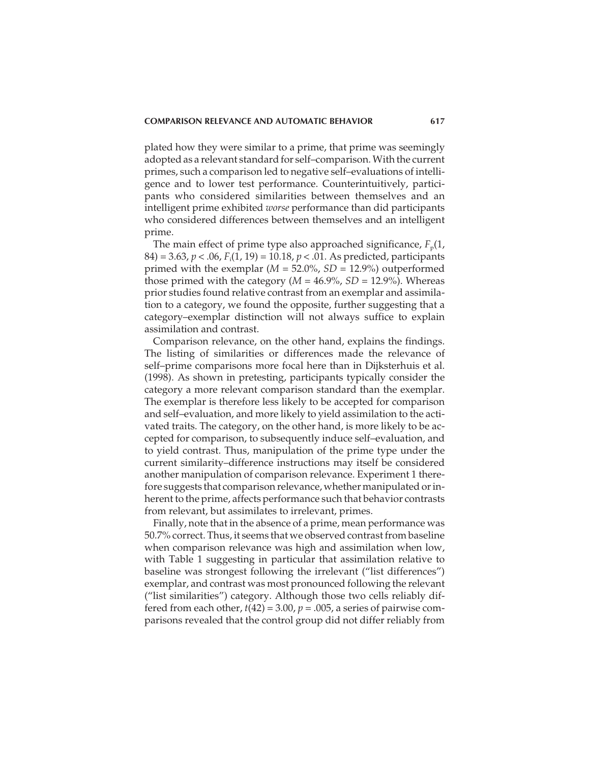plated how they were similar to a prime, that prime was seemingly adopted as a relevant standard for self–comparison. With the current primes, such a comparison led to negative self–evaluations of intelligence and to lower test performance. Counterintuitively, participants who considered similarities between themselves and an intelligent prime exhibited *worse* performance than did participants who considered differences between themselves and an intelligent prime.

The main effect of prime type also approached significance, $F_p(1, 84) = 3.63$, $p < .06$, $F_i(1, 19) = 10.18$, $p < .01$. As predicted, participants primed with the exemplar ($M = 52.0\%$, $SD = 12.9\%$) outperformed those primed with the category ($M = 46.9\%$, $SD = 12.9\%$). Whereas prior studies found relative contrast from an exemplar and assimilation to a category, we found the opposite, further suggesting that a category–exemplar distinction will not always suffice to explain assimilation and contrast.

Comparison relevance, on the other hand, explains the findings. The listing of similarities or differences made the relevance of self–prime comparisons more focal here than in Dijksterhuis et al. (1998). As shown in pretesting, participants typically consider the category a more relevant comparison standard than the exemplar. The exemplar is therefore less likely to be accepted for comparison and self–evaluation, and more likely to yield assimilation to the activated traits. The category, on the other hand, is more likely to be accepted for comparison, to subsequently induce self–evaluation, and to yield contrast. Thus, manipulation of the prime type under the current similarity–difference instructions may itself be considered another manipulation of comparison relevance. Experiment 1 therefore suggests that comparison relevance, whether manipulated or inherent to the prime, affects performance such that behavior contrasts from relevant, but assimilates to irrelevant, primes.

Finally, note that in the absence of a prime, mean performance was 50.7% correct. Thus, it seems that we observed contrast from baseline when comparison relevance was high and assimilation when low, with Table 1 suggesting in particular that assimilation relative to baseline was strongest following the irrelevant ("list differences") exemplar, and contrast was most pronounced following the relevant ("list similarities") category. Although those two cells reliably differed from each other, $t(42) = 3.00$, $p = .005$, a series of pairwise comparisons revealed that the control group did not differ reliably from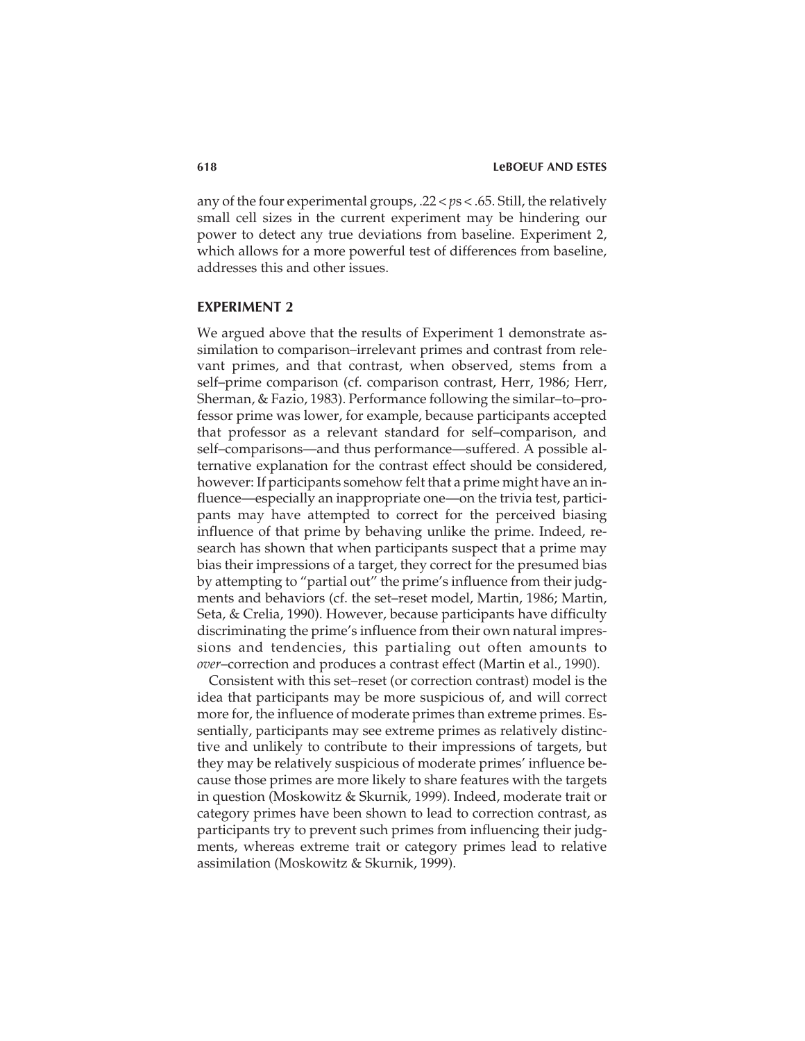any of the four experimental groups, $.22 < ps < .65$. Still, the relatively small cell sizes in the current experiment may be hindering our power to detect any true deviations from baseline. Experiment 2, which allows for a more powerful test of differences from baseline, addresses this and other issues.

## EXPERIMENT 2

We argued above that the results of Experiment 1 demonstrate assimilation to comparison–irrelevant primes and contrast from relevant primes, and that contrast, when observed, stems from a self–prime comparison (cf. comparison contrast, Herr, 1986; Herr, Sherman, & Fazio, 1983). Performance following the similar–to–professor prime was lower, for example, because participants accepted that professor as a relevant standard for self–comparison, and self–comparisons—and thus performance—suffered. A possible alternative explanation for the contrast effect should be considered, however: If participants somehow felt that a prime might have an influence—especially an inappropriate one—on the trivia test, participants may have attempted to correct for the perceived biasing influence of that prime by behaving unlike the prime. Indeed, research has shown that when participants suspect that a prime may bias their impressions of a target, they correct for the presumed bias by attempting to "partial out" the prime's influence from their judgments and behaviors (cf. the set–reset model, Martin, 1986; Martin, Seta, & Crelia, 1990). However, because participants have difficulty discriminating the prime's influence from their own natural impressions and tendencies, this partialing out often amounts to *over*–correction and produces a contrast effect (Martin et al., 1990).

Consistent with this set–reset (or correction contrast) model is the idea that participants may be more suspicious of, and will correct more for, the influence of moderate primes than extreme primes. Essentially, participants may see extreme primes as relatively distinctive and unlikely to contribute to their impressions of targets, but they may be relatively suspicious of moderate primes' influence because those primes are more likely to share features with the targets in question (Moskowitz & Skurnik, 1999). Indeed, moderate trait or category primes have been shown to lead to correction contrast, as participants try to prevent such primes from influencing their judgments, whereas extreme trait or category primes lead to relative assimilation (Moskowitz & Skurnik, 1999).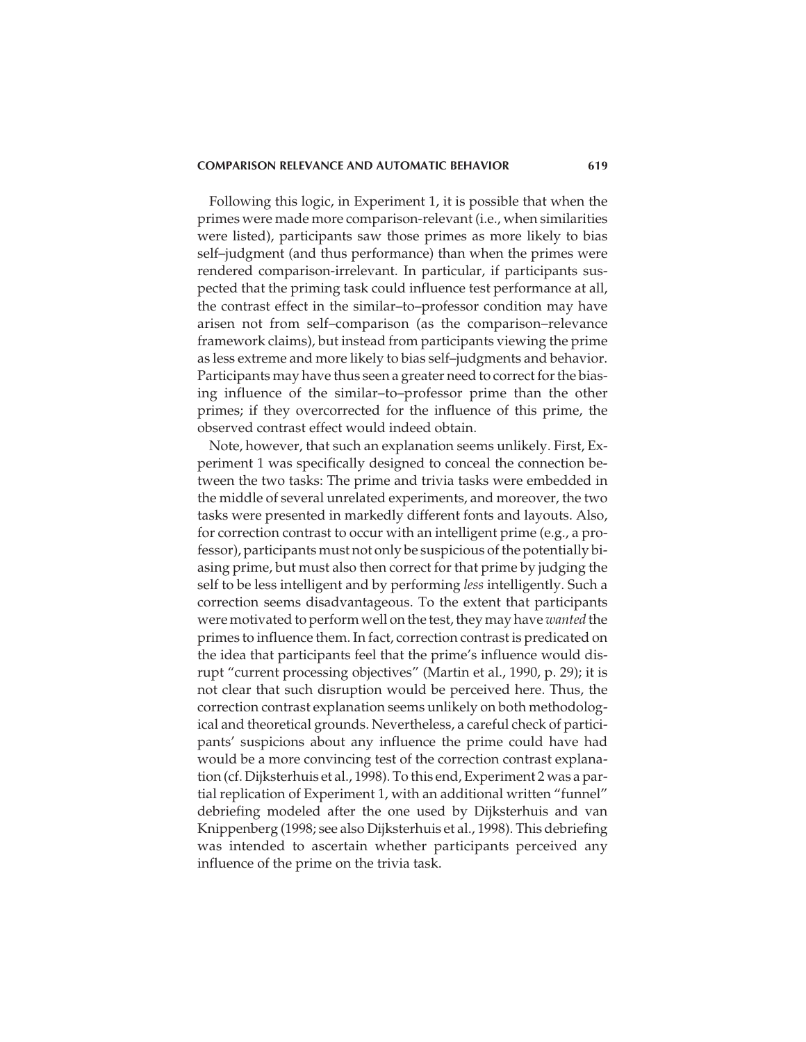Following this logic, in Experiment 1, it is possible that when the primes were made more comparison-relevant (i.e., when similarities were listed), participants saw those primes as more likely to bias self–judgment (and thus performance) than when the primes were rendered comparison-irrelevant. In particular, if participants suspected that the priming task could influence test performance at all, the contrast effect in the similar–to–professor condition may have arisen not from self–comparison (as the comparison–relevance framework claims), but instead from participants viewing the prime as less extreme and more likely to bias self–judgments and behavior. Participants may have thus seen a greater need to correct for the biasing influence of the similar–to–professor prime than the other primes; if they overcorrected for the influence of this prime, the observed contrast effect would indeed obtain.

Note, however, that such an explanation seems unlikely. First, Experiment 1 was specifically designed to conceal the connection between the two tasks: The prime and trivia tasks were embedded in the middle of several unrelated experiments, and moreover, the two tasks were presented in markedly different fonts and layouts. Also, for correction contrast to occur with an intelligent prime (e.g., a professor), participants must not only be suspicious of the potentially biasing prime, but must also then correct for that prime by judging the self to be less intelligent and by performing *less* intelligently. Such a correction seems disadvantageous. To the extent that participants were motivated to perform well on the test, they may have *wanted* the primes to influence them. In fact, correction contrast is predicated on the idea that participants feel that the prime's influence would disrupt "current processing objectives" (Martin et al., 1990, p. 29); it is not clear that such disruption would be perceived here. Thus, the correction contrast explanation seems unlikely on both methodological and theoretical grounds. Nevertheless, a careful check of participants' suspicions about any influence the prime could have had would be a more convincing test of the correction contrast explanation (cf. Dijksterhuis et al., 1998). To this end, Experiment 2 was a partial replication of Experiment 1, with an additional written "funnel" debriefing modeled after the one used by Dijksterhuis and van Knippenberg (1998; see also Dijksterhuis et al., 1998). This debriefing was intended to ascertain whether participants perceived any influence of the prime on the trivia task.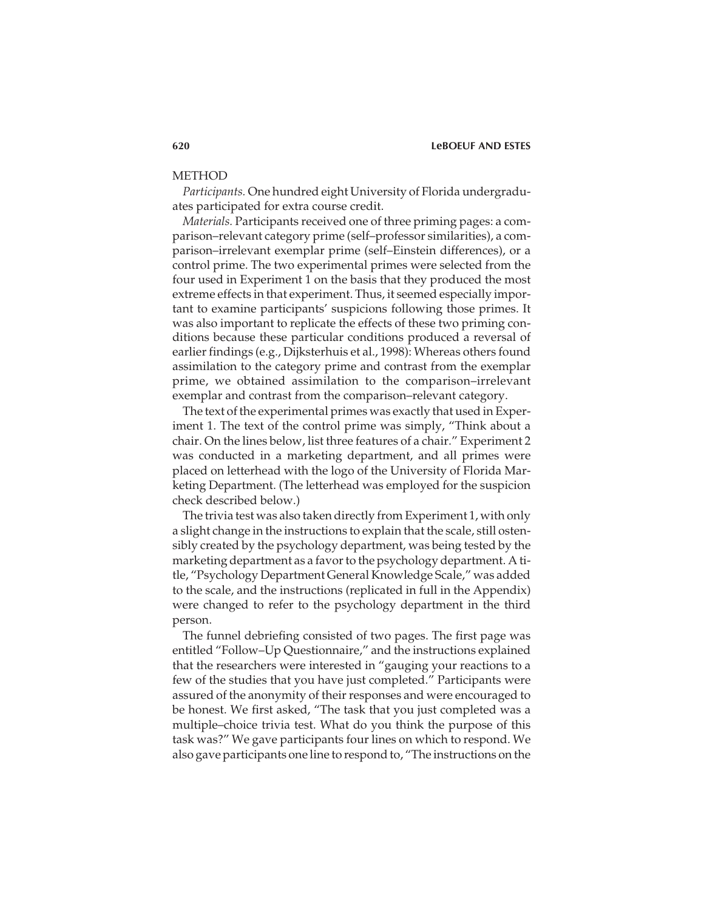## METHOD

*Participants.* One hundred eight University of Florida undergraduates participated for extra course credit.

*Materials.* Participants received one of three priming pages: a comparison–relevant category prime (self–professor similarities), a comparison–irrelevant exemplar prime (self–Einstein differences), or a control prime. The two experimental primes were selected from the four used in Experiment 1 on the basis that they produced the most extreme effects in that experiment. Thus, it seemed especially important to examine participants' suspicions following those primes. It was also important to replicate the effects of these two priming conditions because these particular conditions produced a reversal of earlier findings (e.g., Dijksterhuis et al., 1998): Whereas others found assimilation to the category prime and contrast from the exemplar prime, we obtained assimilation to the comparison–irrelevant exemplar and contrast from the comparison–relevant category.

The text of the experimental primes was exactly that used in Experiment 1. The text of the control prime was simply, "Think about a chair. On the lines below, list three features of a chair." Experiment 2 was conducted in a marketing department, and all primes were placed on letterhead with the logo of the University of Florida Marketing Department. (The letterhead was employed for the suspicion check described below.)

The trivia test was also taken directly from Experiment 1, with only a slight change in the instructions to explain that the scale, still ostensibly created by the psychology department, was being tested by the marketing department as a favor to the psychology department. A title, "Psychology Department General Knowledge Scale," was added to the scale, and the instructions (replicated in full in the Appendix) were changed to refer to the psychology department in the third person.

The funnel debriefing consisted of two pages. The first page was entitled "Follow–Up Questionnaire," and the instructions explained that the researchers were interested in "gauging your reactions to a few of the studies that you have just completed." Participants were assured of the anonymity of their responses and were encouraged to be honest. We first asked, "The task that you just completed was a multiple–choice trivia test. What do you think the purpose of this task was?" We gave participants four lines on which to respond. We also gave participants one line to respond to, "The instructions on the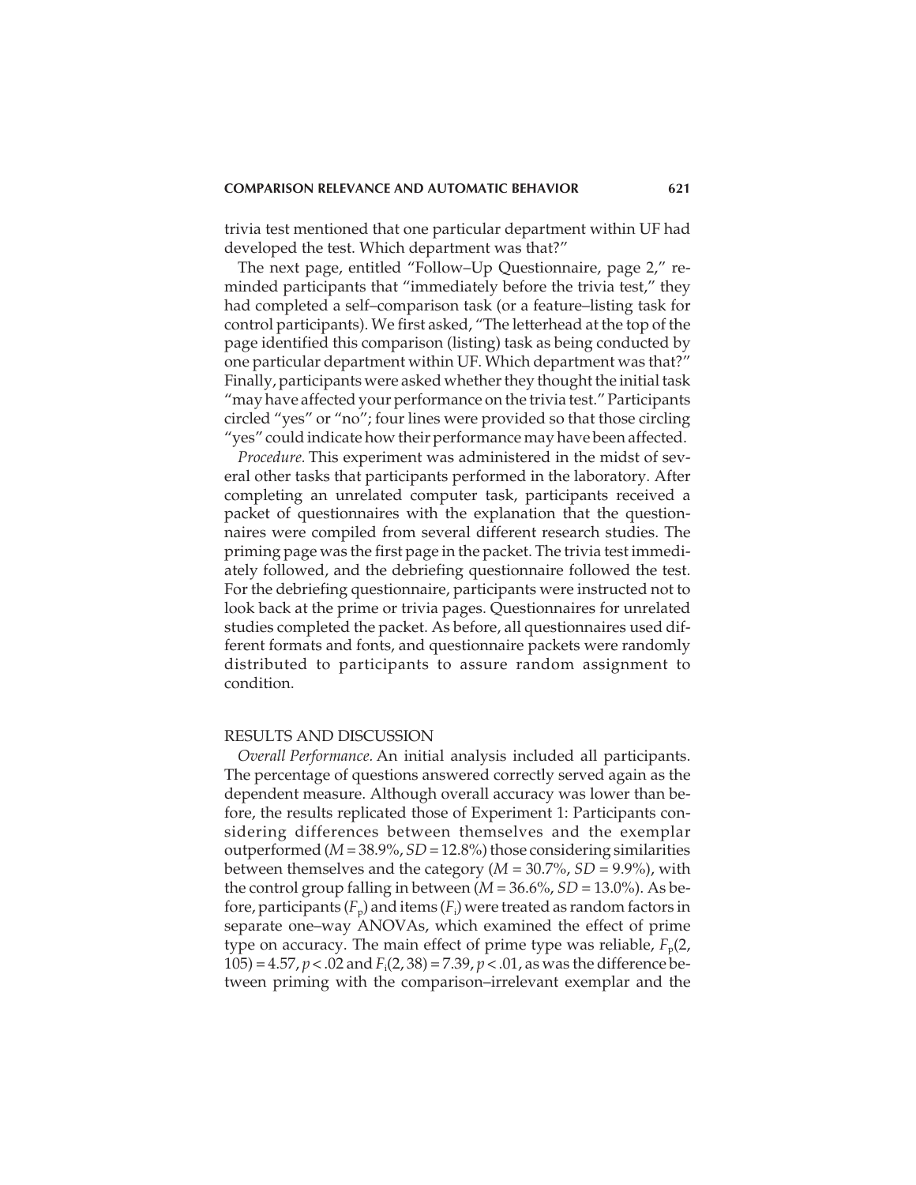trivia test mentioned that one particular department within UF had developed the test. Which department was that?"

The next page, entitled "Follow–Up Questionnaire, page 2," reminded participants that "immediately before the trivia test," they had completed a self–comparison task (or a feature–listing task for control participants). We first asked, "The letterhead at the top of the page identified this comparison (listing) task as being conducted by one particular department within UF. Which department was that?" Finally, participants were asked whether they thought the initial task "may have affected your performance on the trivia test." Participants circled "yes" or "no"; four lines were provided so that those circling "yes" could indicate how their performance may have been affected.

*Procedure.* This experiment was administered in the midst of several other tasks that participants performed in the laboratory. After completing an unrelated computer task, participants received a packet of questionnaires with the explanation that the questionnaires were compiled from several different research studies. The priming page was the first page in the packet. The trivia test immediately followed, and the debriefing questionnaire followed the test. For the debriefing questionnaire, participants were instructed not to look back at the prime or trivia pages. Questionnaires for unrelated studies completed the packet. As before, all questionnaires used different formats and fonts, and questionnaire packets were randomly distributed to participants to assure random assignment to condition.

## RESULTS AND DISCUSSION

*Overall Performance.* An initial analysis included all participants. The percentage of questions answered correctly served again as the dependent measure. Although overall accuracy was lower than before, the results replicated those of Experiment 1: Participants considering differences between themselves and the exemplar outperformed ($M = 38.9\%$, $SD = 12.8\%$) those considering similarities between themselves and the category ($M = 30.7\%$, $SD = 9.9\%$), with the control group falling in between ($M = 36.6\%$, $SD = 13.0\%$). As before, participants ($F_p$) and items ($F_i$) were treated as random factors in separate one–way ANOVAs, which examined the effect of prime type on accuracy. The main effect of prime type was reliable, $F_p(2, 105) = 4.57$, $p < .02$ and $F_i(2, 38) = 7.39$, $p < .01$, as was the difference between priming with the comparison–irrelevant exemplar and the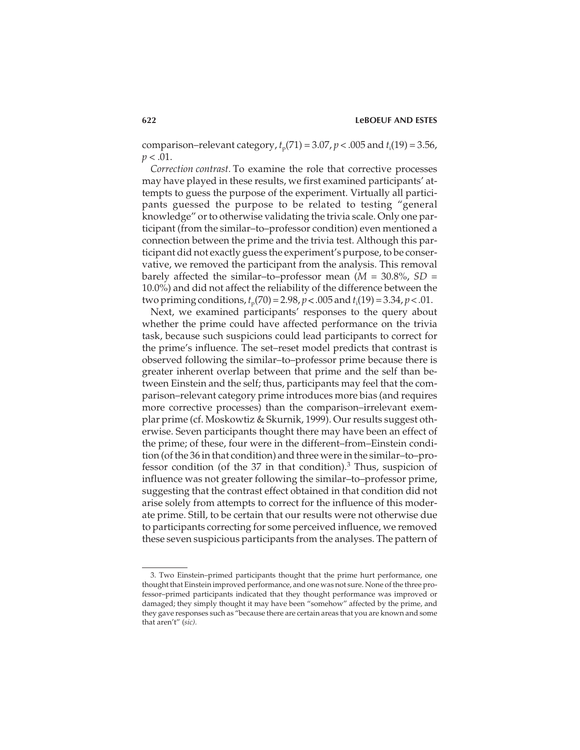comparison–relevant category, $t_p(71) = 3.07$, $p < .005$ and $t_i(19) = 3.56$, $p < .01$.

*Correction contrast.* To examine the role that corrective processes may have played in these results, we first examined participants' attempts to guess the purpose of the experiment. Virtually all participants guessed the purpose to be related to testing "general knowledge" or to otherwise validating the trivia scale. Only one participant (from the similar–to–professor condition) even mentioned a connection between the prime and the trivia test. Although this participant did not exactly guess the experiment's purpose, to be conservative, we removed the participant from the analysis. This removal barely affected the similar–to–professor mean ($M$ = 30.8%, $SD$ = 10.0%) and did not affect the reliability of the difference between the two priming conditions, $t_p(70) = 2.98$, $p < .005$ and $t_i(19) = 3.34$, $p < .01$.

Next, we examined participants' responses to the query about whether the prime could have affected performance on the trivia task, because such suspicions could lead participants to correct for the prime's influence. The set–reset model predicts that contrast is observed following the similar–to–professor prime because there is greater inherent overlap between that prime and the self than between Einstein and the self; thus, participants may feel that the comparison–relevant category prime introduces more bias (and requires more corrective processes) than the comparison–irrelevant exemplar prime (cf. Moskowtiz & Skurnik, 1999). Our results suggest otherwise. Seven participants thought there may have been an effect of the prime; of these, four were in the different–from–Einstein condition (of the 36 in that condition) and three were in the similar–to–professor condition (of the 37 in that condition).[3] Thus, suspicion of influence was not greater following the similar–to–professor prime, suggesting that the contrast effect obtained in that condition did not arise solely from attempts to correct for the influence of this moderate prime. Still, to be certain that our results were not otherwise due to participants correcting for some perceived influence, we removed these seven suspicious participants from the analyses. The pattern of

3. Two Einstein–primed participants thought that the prime hurt performance, one thought that Einstein improved performance, and one was not sure. None of the three professor–primed participants indicated that they thought performance was improved or damaged; they simply thought it may have been "somehow" affected by the prime, and they gave responses such as "because there are certain areas that you are known and some that aren't" (*sic).*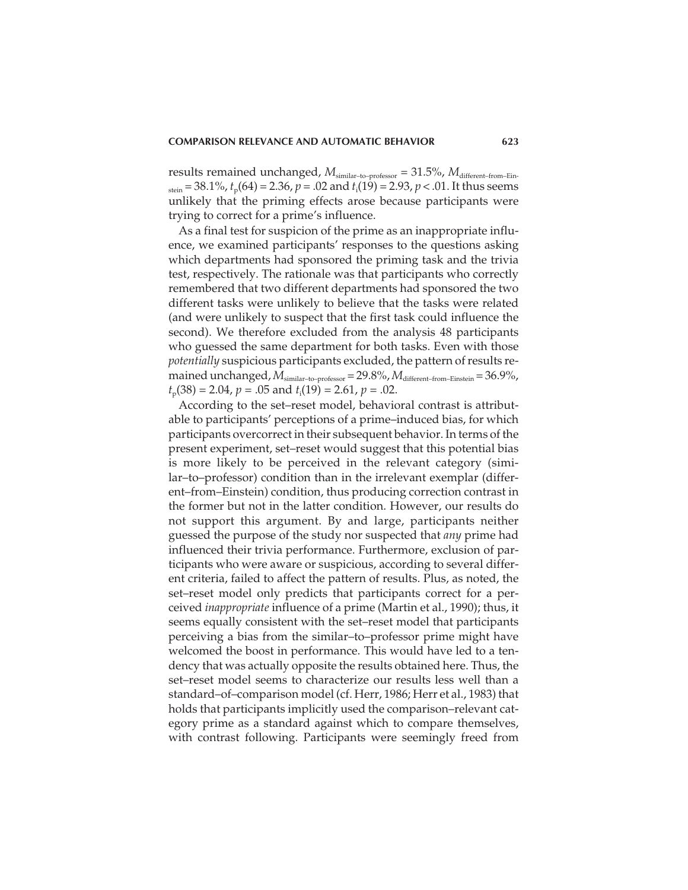results remained unchanged, $M_{\text{similar–to–professor}} = 31.5\%$, $M_{\text{different–from–Einstein}} = 38.1\%$, $t_{\text{p}}(64) = 2.36$, $p = .02$ and $t_{\text{i}}(19) = 2.93$, $p < .01$. It thus seems unlikely that the priming effects arose because participants were trying to correct for a prime's influence.

As a final test for suspicion of the prime as an inappropriate influence, we examined participants' responses to the questions asking which departments had sponsored the priming task and the trivia test, respectively. The rationale was that participants who correctly remembered that two different departments had sponsored the two different tasks were unlikely to believe that the tasks were related (and were unlikely to suspect that the first task could influence the second). We therefore excluded from the analysis 48 participants who guessed the same department for both tasks. Even with those *potentially* suspicious participants excluded, the pattern of results remained unchanged, $M_{\text{similar–to–professor}} = 29.8\%$, $M_{\text{different–from–Einstein}} = 36.9\%$, $t_{\text{p}}(38) = 2.04$, $p = .05$ and $t_{\text{i}}(19) = 2.61$, $p = .02$.

According to the set–reset model, behavioral contrast is attributable to participants' perceptions of a prime–induced bias, for which participants overcorrect in their subsequent behavior. In terms of the present experiment, set–reset would suggest that this potential bias is more likely to be perceived in the relevant category (similar–to–professor) condition than in the irrelevant exemplar (different–from–Einstein) condition, thus producing correction contrast in the former but not in the latter condition. However, our results do not support this argument. By and large, participants neither guessed the purpose of the study nor suspected that *any* prime had influenced their trivia performance. Furthermore, exclusion of participants who were aware or suspicious, according to several different criteria, failed to affect the pattern of results. Plus, as noted, the set–reset model only predicts that participants correct for a perceived *inappropriate* influence of a prime (Martin et al., 1990); thus, it seems equally consistent with the set–reset model that participants perceiving a bias from the similar–to–professor prime might have welcomed the boost in performance. This would have led to a tendency that was actually opposite the results obtained here. Thus, the set–reset model seems to characterize our results less well than a standard–of–comparison model (cf. Herr, 1986; Herr et al., 1983) that holds that participants implicitly used the comparison–relevant category prime as a standard against which to compare themselves, with contrast following. Participants were seemingly freed from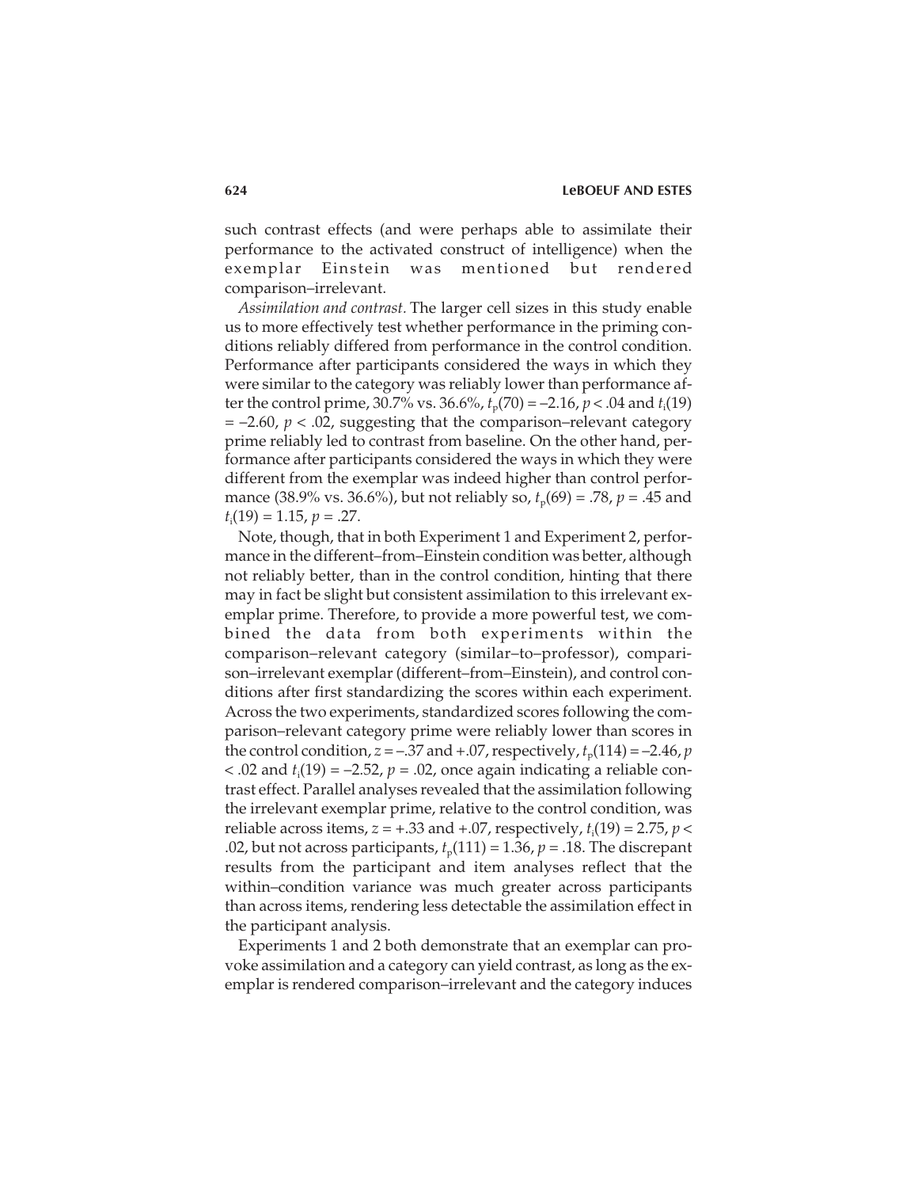such contrast effects (and were perhaps able to assimilate their performance to the activated construct of intelligence) when the exemplar Einstein was mentioned but rendered comparison–irrelevant.

*Assimilation and contrast.* The larger cell sizes in this study enable us to more effectively test whether performance in the priming conditions reliably differed from performance in the control condition. Performance after participants considered the ways in which they were similar to the category was reliably lower than performance after the control prime, 30.7% vs. 36.6%, $t_p(70) = -2.16$, $p < .04$ and $t_i(19) = -2.60$, $p < .02$, suggesting that the comparison–relevant category prime reliably led to contrast from baseline. On the other hand, performance after participants considered the ways in which they were different from the exemplar was indeed higher than control performance (38.9% vs. 36.6%), but not reliably so, $t_p(69) = .78$, $p = .45$ and $t_i(19) = 1.15$, $p = .27$.

Note, though, that in both Experiment 1 and Experiment 2, performance in the different–from–Einstein condition was better, although not reliably better, than in the control condition, hinting that there may in fact be slight but consistent assimilation to this irrelevant exemplar prime. Therefore, to provide a more powerful test, we combined the data from both experiments within the comparison–relevant category (similar–to–professor), comparison–irrelevant exemplar (different–from–Einstein), and control conditions after first standardizing the scores within each experiment. Across the two experiments, standardized scores following the comparison–relevant category prime were reliably lower than scores in the control condition, $z = -.37$ and $+.07$, respectively, $t_p(114) = -2.46$, $p < .02$ and $t_i(19) = -2.52$, $p = .02$, once again indicating a reliable contrast effect. Parallel analyses revealed that the assimilation following the irrelevant exemplar prime, relative to the control condition, was reliable across items, $z = +.33$ and $+.07$, respectively, $t_i(19) = 2.75$, $p < .02$, but not across participants, $t_p(111) = 1.36$, $p = .18$. The discrepant results from the participant and item analyses reflect that the within–condition variance was much greater across participants than across items, rendering less detectable the assimilation effect in the participant analysis.

Experiments 1 and 2 both demonstrate that an exemplar can provoke assimilation and a category can yield contrast, as long as the exemplar is rendered comparison–irrelevant and the category induces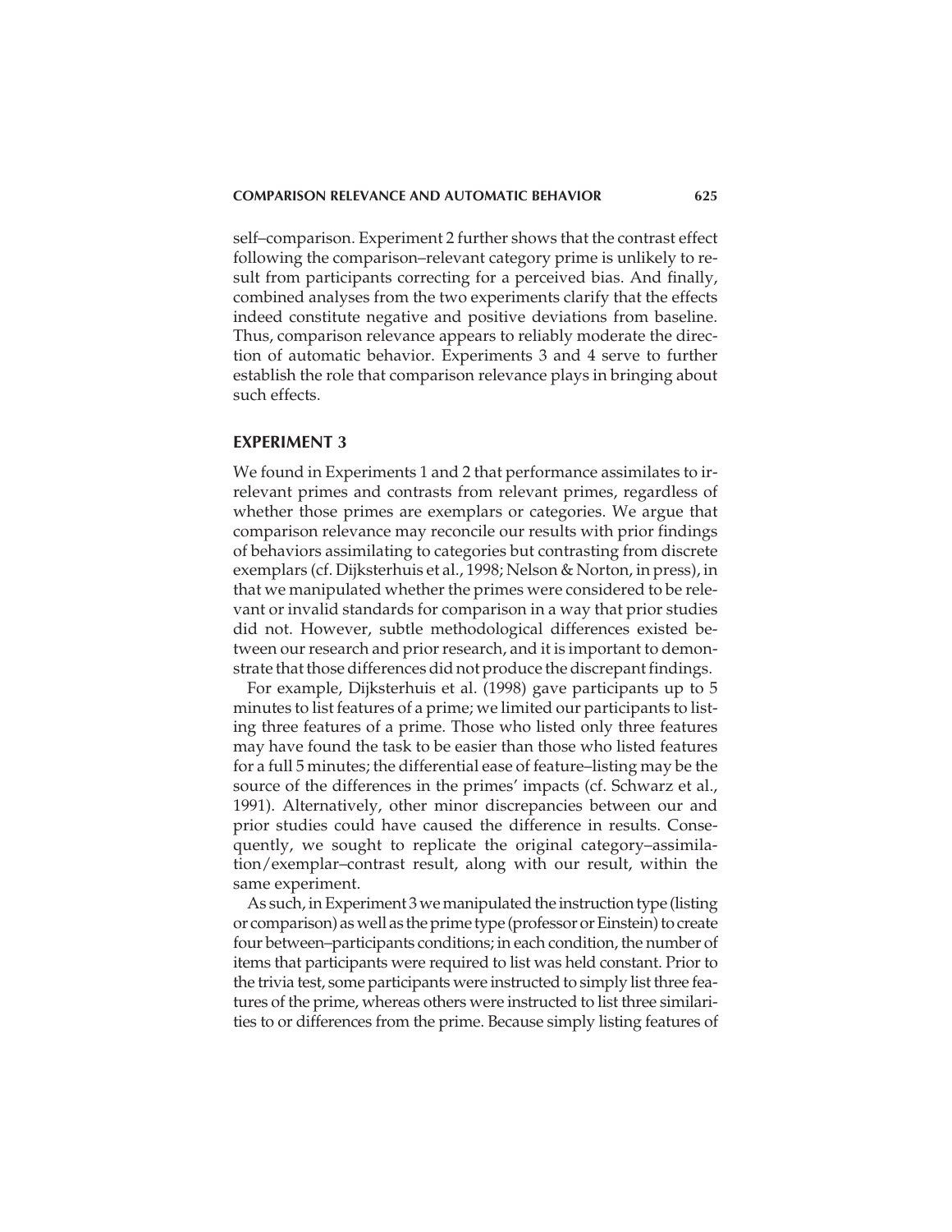self–comparison. Experiment 2 further shows that the contrast effect following the comparison–relevant category prime is unlikely to result from participants correcting for a perceived bias. And finally, combined analyses from the two experiments clarify that the effects indeed constitute negative and positive deviations from baseline. Thus, comparison relevance appears to reliably moderate the direction of automatic behavior. Experiments 3 and 4 serve to further establish the role that comparison relevance plays in bringing about such effects.

## EXPERIMENT 3

We found in Experiments 1 and 2 that performance assimilates to irrelevant primes and contrasts from relevant primes, regardless of whether those primes are exemplars or categories. We argue that comparison relevance may reconcile our results with prior findings of behaviors assimilating to categories but contrasting from discrete exemplars (cf. Dijksterhuis et al., 1998; Nelson & Norton, in press), in that we manipulated whether the primes were considered to be relevant or invalid standards for comparison in a way that prior studies did not. However, subtle methodological differences existed between our research and prior research, and it is important to demonstrate that those differences did not produce the discrepant findings.

For example, Dijksterhuis et al. (1998) gave participants up to 5 minutes to list features of a prime; we limited our participants to listing three features of a prime. Those who listed only three features may have found the task to be easier than those who listed features for a full 5 minutes; the differential ease of feature–listing may be the source of the differences in the primes' impacts (cf. Schwarz et al., 1991). Alternatively, other minor discrepancies between our and prior studies could have caused the difference in results. Consequently, we sought to replicate the original category–assimilation/exemplar–contrast result, along with our result, within the same experiment.

As such, in Experiment 3 we manipulated the instruction type (listing or comparison) as well as the prime type (professor or Einstein) to create four between–participants conditions; in each condition, the number of items that participants were required to list was held constant. Prior to the trivia test, some participants were instructed to simply list three features of the prime, whereas others were instructed to list three similarities to or differences from the prime. Because simply listing features of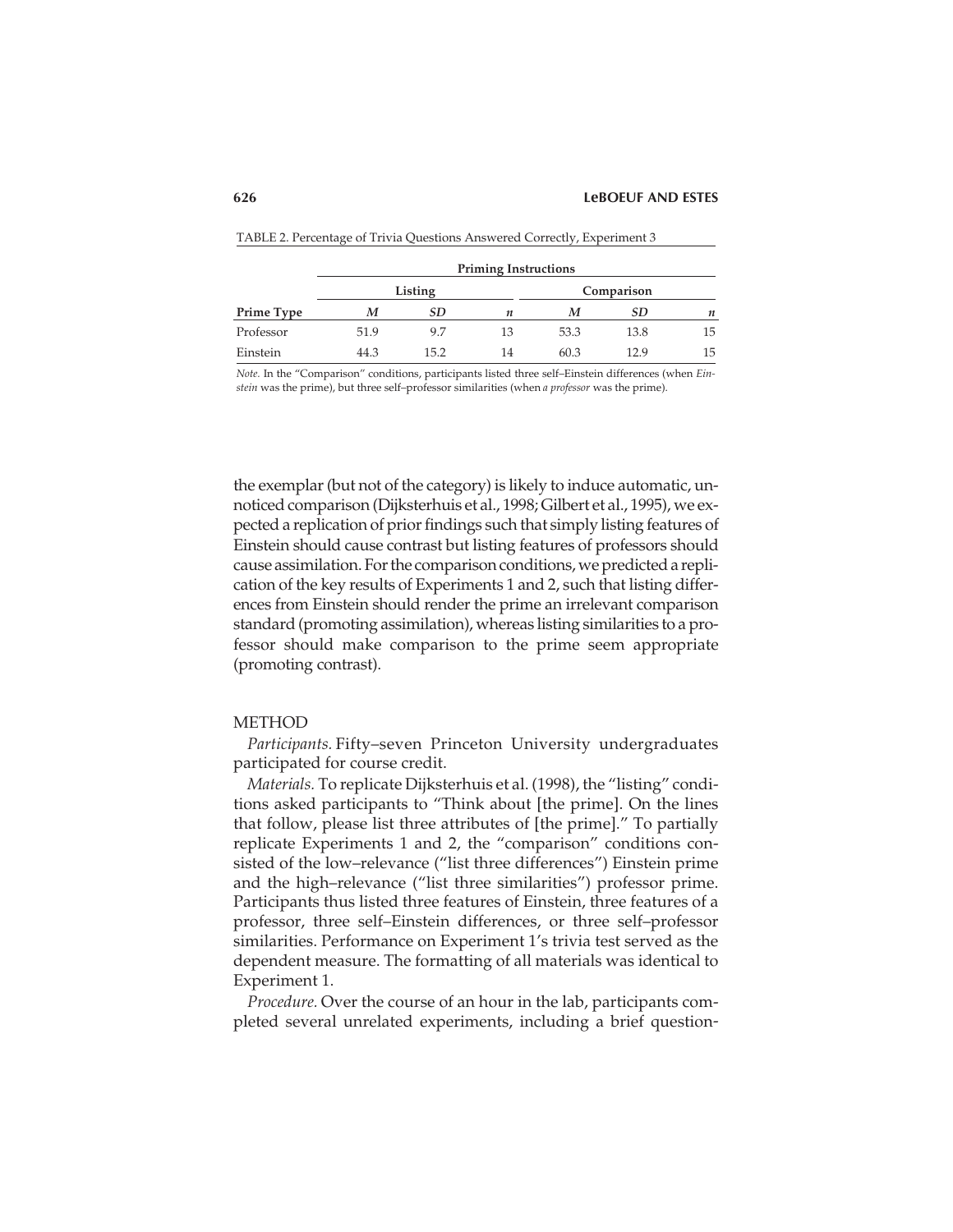TABLE 2. Percentage of Trivia Questions Answered Correctly, Experiment 3

| | Priming Instructions | | | | | |
|---|---|---|---|---|---|---|
| | Listing | | | Comparison | | |
| Prime Type | *M* | *SD* | *n* | *M* | *SD* | *n* |
| Professor | 51.9 | 9.7 | 13 | 53.3 | 13.8 | 15 |
| Einstein | 44.3 | 15.2 | 14 | 60.3 | 12.9 | 15 |

*Note.* In the "Comparison" conditions, participants listed three self–Einstein differences (when *Einstein* was the prime), but three self–professor similarities (when *a professor* was the prime).

the exemplar (but not of the category) is likely to induce automatic, unnoticed comparison (Dijksterhuis et al., 1998; Gilbert et al., 1995), we expected a replication of prior findings such that simply listing features of Einstein should cause contrast but listing features of professors should cause assimilation. For the comparison conditions, we predicted a replication of the key results of Experiments 1 and 2, such that listing differences from Einstein should render the prime an irrelevant comparison standard (promoting assimilation), whereas listing similarities to a professor should make comparison to the prime seem appropriate (promoting contrast).

## METHOD

*Participants.* Fifty–seven Princeton University undergraduates participated for course credit.

*Materials.* To replicate Dijksterhuis et al. (1998), the "listing" conditions asked participants to "Think about [the prime]. On the lines that follow, please list three attributes of [the prime]." To partially replicate Experiments 1 and 2, the "comparison" conditions consisted of the low–relevance ("list three differences") Einstein prime and the high–relevance ("list three similarities") professor prime. Participants thus listed three features of Einstein, three features of a professor, three self–Einstein differences, or three self–professor similarities. Performance on Experiment 1's trivia test served as the dependent measure. The formatting of all materials was identical to Experiment 1.

*Procedure.* Over the course of an hour in the lab, participants completed several unrelated experiments, including a brief question-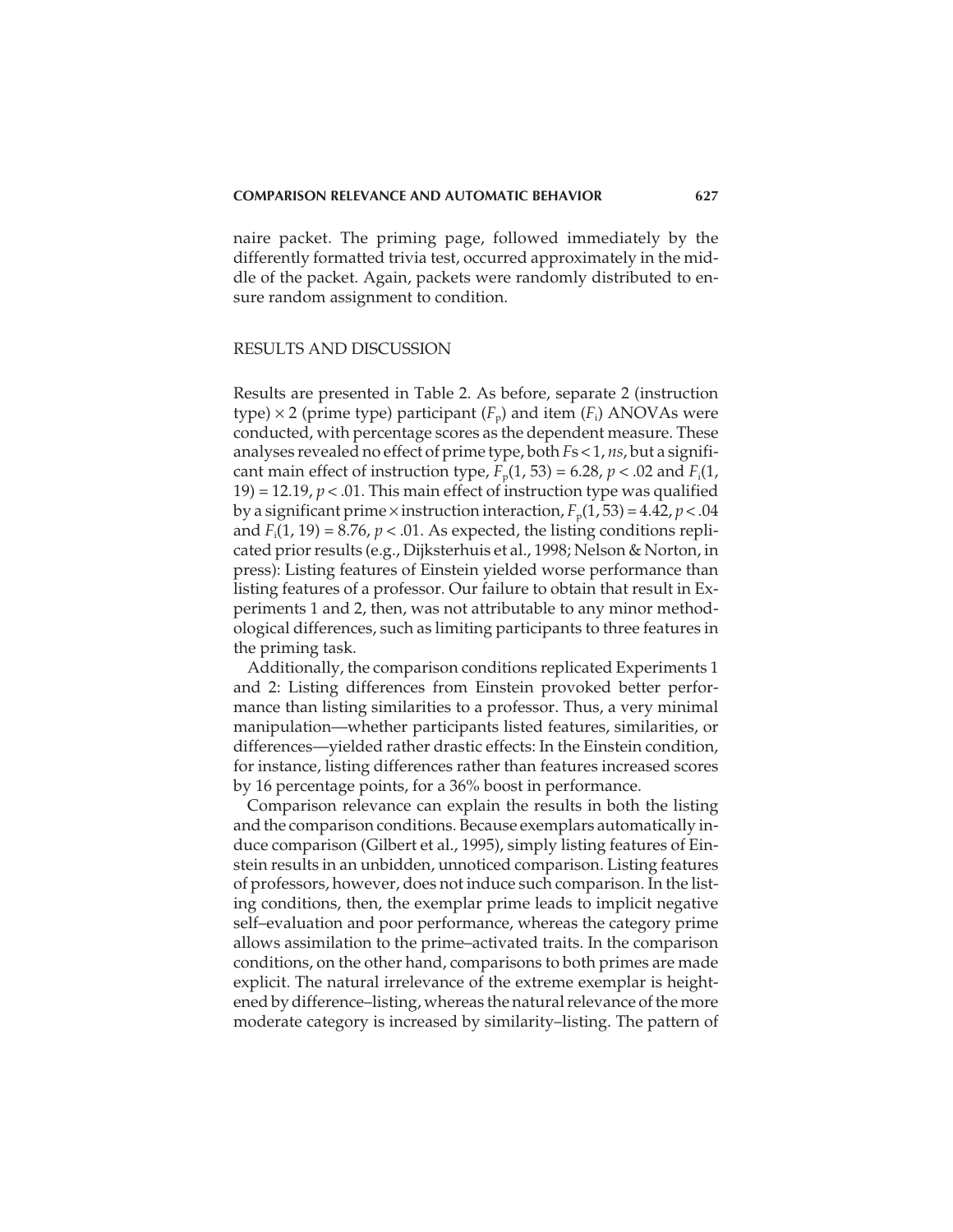naire packet. The priming page, followed immediately by the differently formatted trivia test, occurred approximately in the middle of the packet. Again, packets were randomly distributed to ensure random assignment to condition.

## RESULTS AND DISCUSSION

Results are presented in Table 2. As before, separate 2 (instruction type) × 2 (prime type) participant ($F_p$) and item ($F_i$) ANOVAs were conducted, with percentage scores as the dependent measure. These analyses revealed no effect of prime type, both $F$s < 1, *ns*, but a significant main effect of instruction type, $F_p(1, 53) = 6.28$, $p < .02$ and $F_i(1, 19) = 12.19$, $p < .01$. This main effect of instruction type was qualified by a significant prime × instruction interaction, $F_p(1, 53) = 4.42$, $p < .04$ and $F_i(1, 19) = 8.76$, $p < .01$. As expected, the listing conditions replicated prior results (e.g., Dijksterhuis et al., 1998; Nelson & Norton, in press): Listing features of Einstein yielded worse performance than listing features of a professor. Our failure to obtain that result in Experiments 1 and 2, then, was not attributable to any minor methodological differences, such as limiting participants to three features in the priming task.

Additionally, the comparison conditions replicated Experiments 1 and 2: Listing differences from Einstein provoked better performance than listing similarities to a professor. Thus, a very minimal manipulation—whether participants listed features, similarities, or differences—yielded rather drastic effects: In the Einstein condition, for instance, listing differences rather than features increased scores by 16 percentage points, for a 36% boost in performance.

Comparison relevance can explain the results in both the listing and the comparison conditions. Because exemplars automatically induce comparison (Gilbert et al., 1995), simply listing features of Einstein results in an unbidden, unnoticed comparison. Listing features of professors, however, does not induce such comparison. In the listing conditions, then, the exemplar prime leads to implicit negative self–evaluation and poor performance, whereas the category prime allows assimilation to the prime–activated traits. In the comparison conditions, on the other hand, comparisons to both primes are made explicit. The natural irrelevance of the extreme exemplar is heightened by difference–listing, whereas the natural relevance of the more moderate category is increased by similarity–listing. The pattern of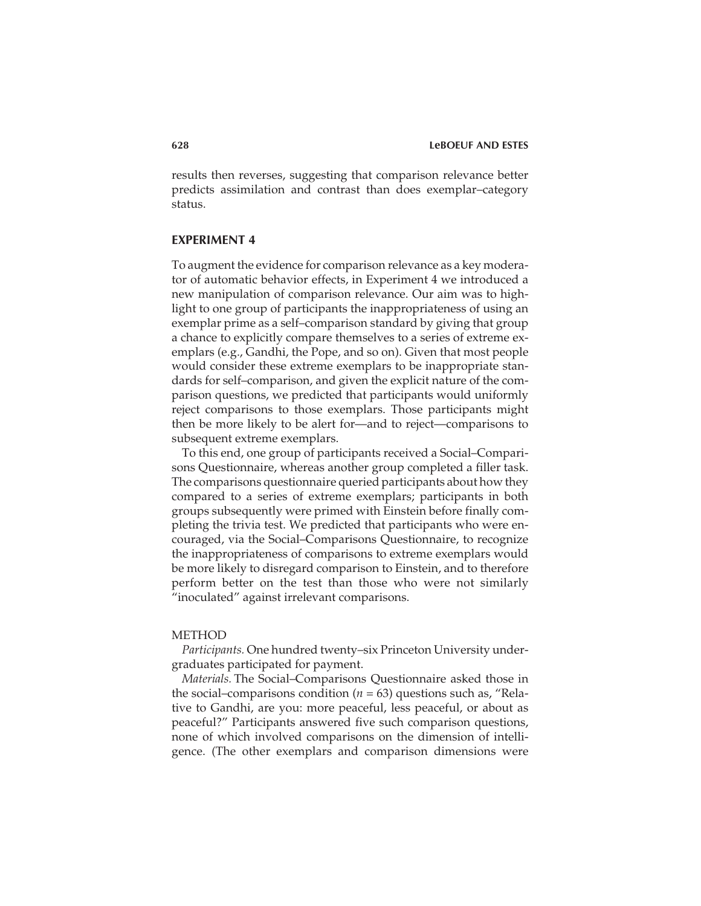results then reverses, suggesting that comparison relevance better predicts assimilation and contrast than does exemplar–category status.

## EXPERIMENT 4

To augment the evidence for comparison relevance as a key moderator of automatic behavior effects, in Experiment 4 we introduced a new manipulation of comparison relevance. Our aim was to highlight to one group of participants the inappropriateness of using an exemplar prime as a self–comparison standard by giving that group a chance to explicitly compare themselves to a series of extreme exemplars (e.g., Gandhi, the Pope, and so on). Given that most people would consider these extreme exemplars to be inappropriate standards for self–comparison, and given the explicit nature of the comparison questions, we predicted that participants would uniformly reject comparisons to those exemplars. Those participants might then be more likely to be alert for—and to reject—comparisons to subsequent extreme exemplars.

To this end, one group of participants received a Social–Comparisons Questionnaire, whereas another group completed a filler task. The comparisons questionnaire queried participants about how they compared to a series of extreme exemplars; participants in both groups subsequently were primed with Einstein before finally completing the trivia test. We predicted that participants who were encouraged, via the Social–Comparisons Questionnaire, to recognize the inappropriateness of comparisons to extreme exemplars would be more likely to disregard comparison to Einstein, and to therefore perform better on the test than those who were not similarly "inoculated" against irrelevant comparisons.

### METHOD

*Participants.* One hundred twenty–six Princeton University undergraduates participated for payment.

*Materials.* The Social–Comparisons Questionnaire asked those in the social–comparisons condition ($n = 63$) questions such as, "Relative to Gandhi, are you: more peaceful, less peaceful, or about as peaceful?" Participants answered five such comparison questions, none of which involved comparisons on the dimension of intelligence. (The other exemplars and comparison dimensions were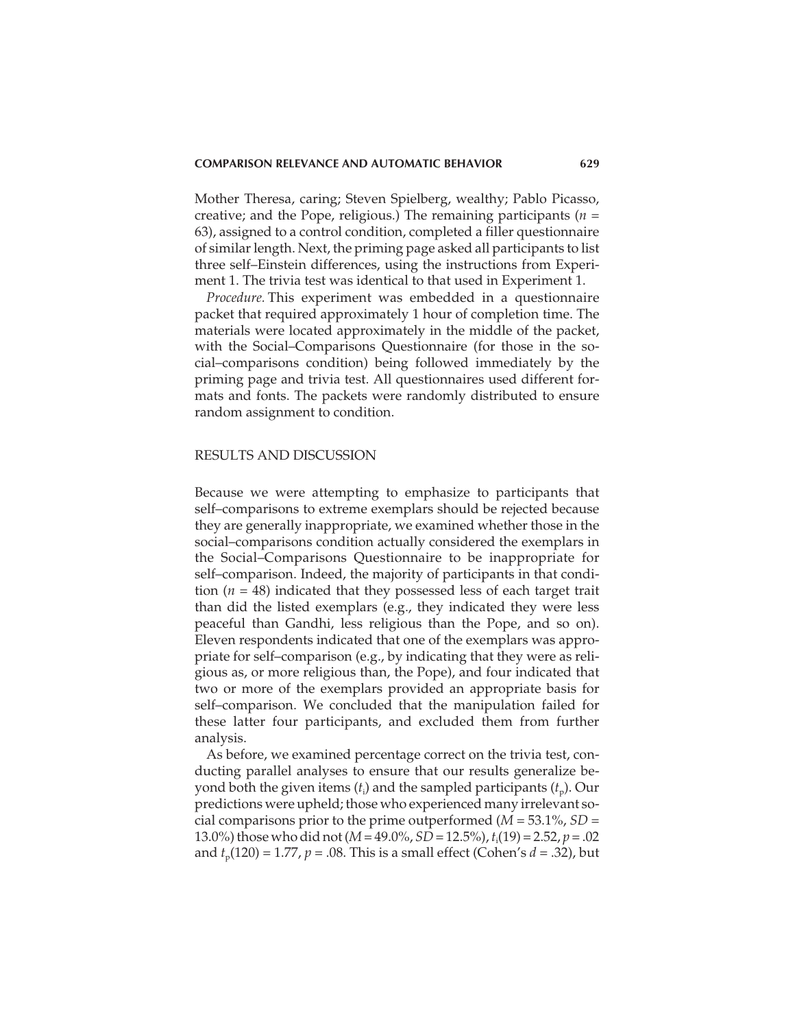Mother Theresa, caring; Steven Spielberg, wealthy; Pablo Picasso, creative; and the Pope, religious.) The remaining participants ($n$ = 63), assigned to a control condition, completed a filler questionnaire of similar length. Next, the priming page asked all participants to list three self–Einstein differences, using the instructions from Experiment 1. The trivia test was identical to that used in Experiment 1.

*Procedure.* This experiment was embedded in a questionnaire packet that required approximately 1 hour of completion time. The materials were located approximately in the middle of the packet, with the Social–Comparisons Questionnaire (for those in the social–comparisons condition) being followed immediately by the priming page and trivia test. All questionnaires used different formats and fonts. The packets were randomly distributed to ensure random assignment to condition.

## RESULTS AND DISCUSSION

Because we were attempting to emphasize to participants that self–comparisons to extreme exemplars should be rejected because they are generally inappropriate, we examined whether those in the social–comparisons condition actually considered the exemplars in the Social–Comparisons Questionnaire to be inappropriate for self–comparison. Indeed, the majority of participants in that condition ($n$ = 48) indicated that they possessed less of each target trait than did the listed exemplars (e.g., they indicated they were less peaceful than Gandhi, less religious than the Pope, and so on). Eleven respondents indicated that one of the exemplars was appropriate for self–comparison (e.g., by indicating that they were as religious as, or more religious than, the Pope), and four indicated that two or more of the exemplars provided an appropriate basis for self–comparison. We concluded that the manipulation failed for these latter four participants, and excluded them from further analysis.

As before, we examined percentage correct on the trivia test, conducting parallel analyses to ensure that our results generalize beyond both the given items ($t_i$) and the sampled participants ($t_p$). Our predictions were upheld; those who experienced many irrelevant social comparisons prior to the prime outperformed ($M$ = 53.1%, $SD$ = 13.0%) those who did not ($M$ = 49.0%, $SD$ = 12.5%), $t_i(19) = 2.52$, $p = .02$ and $t_p(120) = 1.77$, $p = .08$. This is a small effect (Cohen's $d$ = .32), but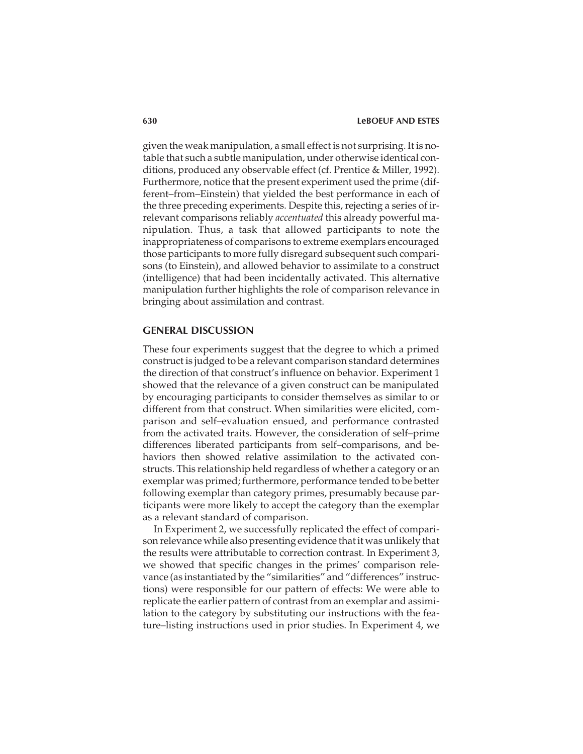given the weak manipulation, a small effect is not surprising. It is notable that such a subtle manipulation, under otherwise identical conditions, produced any observable effect (cf. Prentice & Miller, 1992). Furthermore, notice that the present experiment used the prime (different–from–Einstein) that yielded the best performance in each of the three preceding experiments. Despite this, rejecting a series of irrelevant comparisons reliably *accentuated* this already powerful manipulation. Thus, a task that allowed participants to note the inappropriateness of comparisons to extreme exemplars encouraged those participants to more fully disregard subsequent such comparisons (to Einstein), and allowed behavior to assimilate to a construct (intelligence) that had been incidentally activated. This alternative manipulation further highlights the role of comparison relevance in bringing about assimilation and contrast.

## GENERAL DISCUSSION

These four experiments suggest that the degree to which a primed construct is judged to be a relevant comparison standard determines the direction of that construct's influence on behavior. Experiment 1 showed that the relevance of a given construct can be manipulated by encouraging participants to consider themselves as similar to or different from that construct. When similarities were elicited, comparison and self–evaluation ensued, and performance contrasted from the activated traits. However, the consideration of self–prime differences liberated participants from self–comparisons, and behaviors then showed relative assimilation to the activated constructs. This relationship held regardless of whether a category or an exemplar was primed; furthermore, performance tended to be better following exemplar than category primes, presumably because participants were more likely to accept the category than the exemplar as a relevant standard of comparison.

In Experiment 2, we successfully replicated the effect of comparison relevance while also presenting evidence that it was unlikely that the results were attributable to correction contrast. In Experiment 3, we showed that specific changes in the primes' comparison relevance (as instantiated by the "similarities" and "differences" instructions) were responsible for our pattern of effects: We were able to replicate the earlier pattern of contrast from an exemplar and assimilation to the category by substituting our instructions with the feature–listing instructions used in prior studies. In Experiment 4, we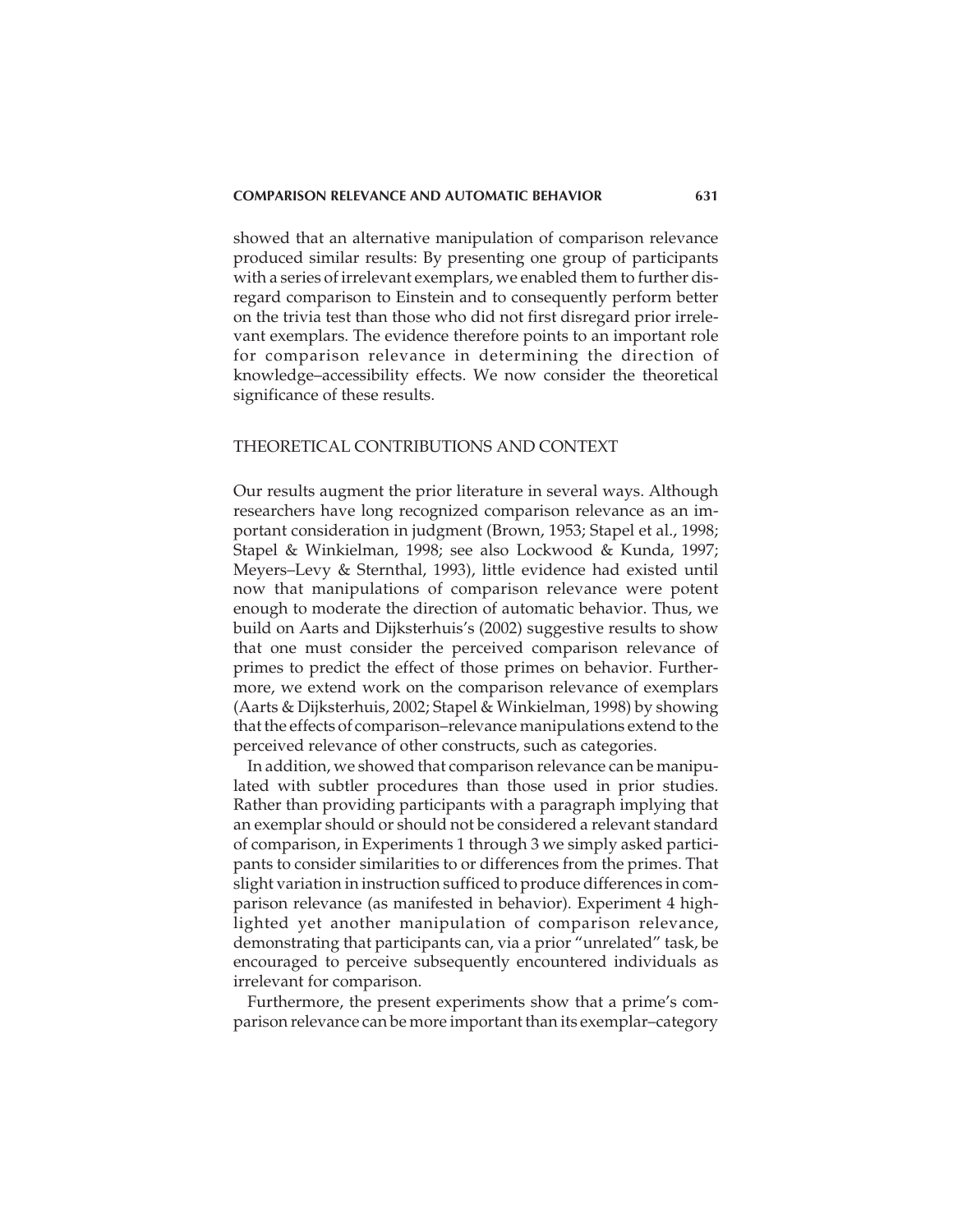showed that an alternative manipulation of comparison relevance produced similar results: By presenting one group of participants with a series of irrelevant exemplars, we enabled them to further disregard comparison to Einstein and to consequently perform better on the trivia test than those who did not first disregard prior irrelevant exemplars. The evidence therefore points to an important role for comparison relevance in determining the direction of knowledge–accessibility effects. We now consider the theoretical significance of these results.

## THEORETICAL CONTRIBUTIONS AND CONTEXT

Our results augment the prior literature in several ways. Although researchers have long recognized comparison relevance as an important consideration in judgment (Brown, 1953; Stapel et al., 1998; Stapel & Winkielman, 1998; see also Lockwood & Kunda, 1997; Meyers–Levy & Sternthal, 1993), little evidence had existed until now that manipulations of comparison relevance were potent enough to moderate the direction of automatic behavior. Thus, we build on Aarts and Dijksterhuis's (2002) suggestive results to show that one must consider the perceived comparison relevance of primes to predict the effect of those primes on behavior. Furthermore, we extend work on the comparison relevance of exemplars (Aarts & Dijksterhuis, 2002; Stapel & Winkielman, 1998) by showing that the effects of comparison–relevance manipulations extend to the perceived relevance of other constructs, such as categories.

In addition, we showed that comparison relevance can be manipulated with subtler procedures than those used in prior studies. Rather than providing participants with a paragraph implying that an exemplar should or should not be considered a relevant standard of comparison, in Experiments 1 through 3 we simply asked participants to consider similarities to or differences from the primes. That slight variation in instruction sufficed to produce differences in comparison relevance (as manifested in behavior). Experiment 4 highlighted yet another manipulation of comparison relevance, demonstrating that participants can, via a prior "unrelated" task, be encouraged to perceive subsequently encountered individuals as irrelevant for comparison.

Furthermore, the present experiments show that a prime's comparison relevance can be more important than its exemplar–category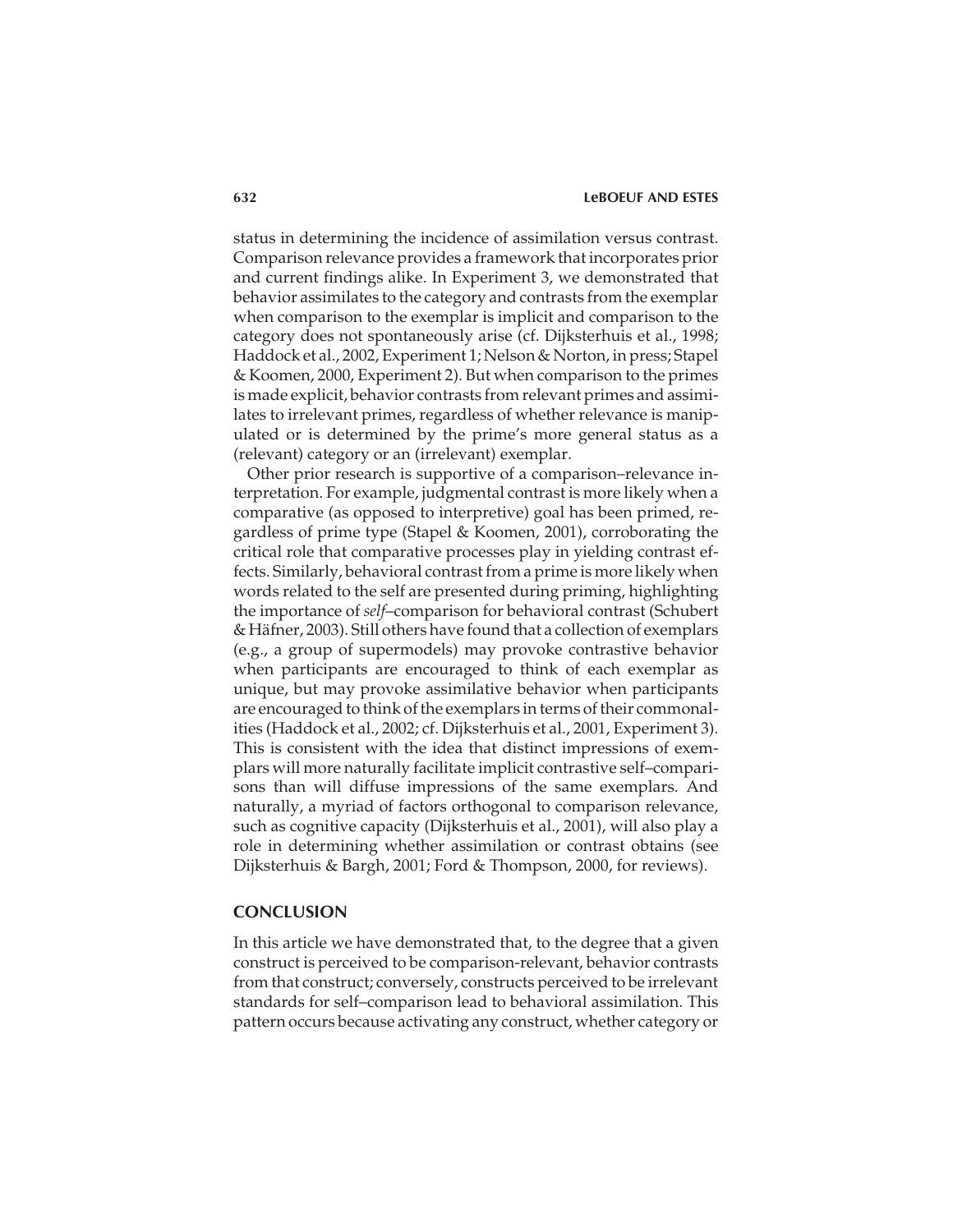status in determining the incidence of assimilation versus contrast. Comparison relevance provides a framework that incorporates prior and current findings alike. In Experiment 3, we demonstrated that behavior assimilates to the category and contrasts from the exemplar when comparison to the exemplar is implicit and comparison to the category does not spontaneously arise (cf. Dijksterhuis et al., 1998; Haddock et al., 2002, Experiment 1; Nelson & Norton, in press; Stapel & Koomen, 2000, Experiment 2). But when comparison to the primes is made explicit, behavior contrasts from relevant primes and assimilates to irrelevant primes, regardless of whether relevance is manipulated or is determined by the prime's more general status as a (relevant) category or an (irrelevant) exemplar.

Other prior research is supportive of a comparison–relevance interpretation. For example, judgmental contrast is more likely when a comparative (as opposed to interpretive) goal has been primed, regardless of prime type (Stapel & Koomen, 2001), corroborating the critical role that comparative processes play in yielding contrast effects. Similarly, behavioral contrast from a prime is more likely when words related to the self are presented during priming, highlighting the importance of *self*–comparison for behavioral contrast (Schubert & Häfner, 2003). Still others have found that a collection of exemplars (e.g., a group of supermodels) may provoke contrastive behavior when participants are encouraged to think of each exemplar as unique, but may provoke assimilative behavior when participants are encouraged to think of the exemplars in terms of their commonalities (Haddock et al., 2002; cf. Dijksterhuis et al., 2001, Experiment 3). This is consistent with the idea that distinct impressions of exemplars will more naturally facilitate implicit contrastive self–comparisons than will diffuse impressions of the same exemplars. And naturally, a myriad of factors orthogonal to comparison relevance, such as cognitive capacity (Dijksterhuis et al., 2001), will also play a role in determining whether assimilation or contrast obtains (see Dijksterhuis & Bargh, 2001; Ford & Thompson, 2000, for reviews).

## CONCLUSION

In this article we have demonstrated that, to the degree that a given construct is perceived to be comparison-relevant, behavior contrasts from that construct; conversely, constructs perceived to be irrelevant standards for self–comparison lead to behavioral assimilation. This pattern occurs because activating any construct, whether category or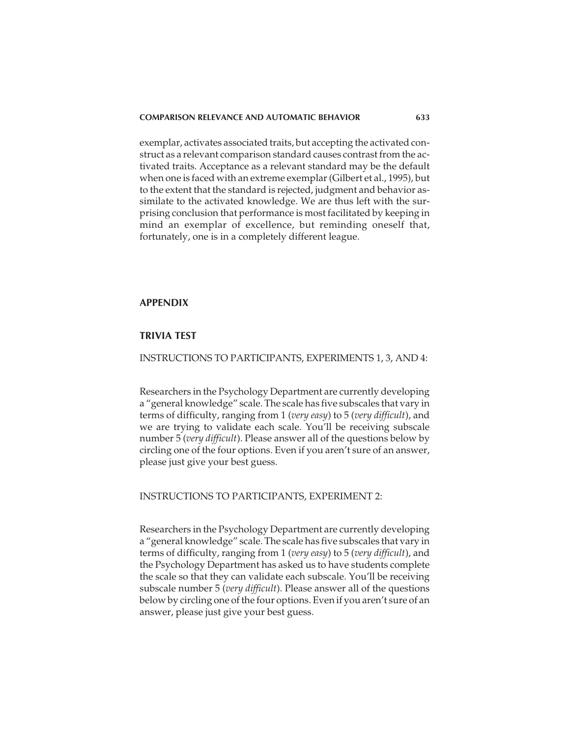exemplar, activates associated traits, but accepting the activated construct as a relevant comparison standard causes contrast from the activated traits. Acceptance as a relevant standard may be the default when one is faced with an extreme exemplar (Gilbert et al., 1995), but to the extent that the standard is rejected, judgment and behavior assimilate to the activated knowledge. We are thus left with the surprising conclusion that performance is most facilitated by keeping in mind an exemplar of excellence, but reminding oneself that, fortunately, one is in a completely different league.

## APPENDIX

### TRIVIA TEST

INSTRUCTIONS TO PARTICIPANTS, EXPERIMENTS 1, 3, AND 4:

Researchers in the Psychology Department are currently developing a "general knowledge" scale. The scale has five subscales that vary in terms of difficulty, ranging from 1 (*very easy*) to 5 (*very difficult*), and we are trying to validate each scale. You'll be receiving subscale number 5 (*very difficult*). Please answer all of the questions below by circling one of the four options. Even if you aren't sure of an answer, please just give your best guess.

INSTRUCTIONS TO PARTICIPANTS, EXPERIMENT 2:

Researchers in the Psychology Department are currently developing a "general knowledge" scale. The scale has five subscales that vary in terms of difficulty, ranging from 1 (*very easy*) to 5 (*very difficult*), and the Psychology Department has asked us to have students complete the scale so that they can validate each subscale. You'll be receiving subscale number 5 (*very difficult*). Please answer all of the questions below by circling one of the four options. Even if you aren't sure of an answer, please just give your best guess.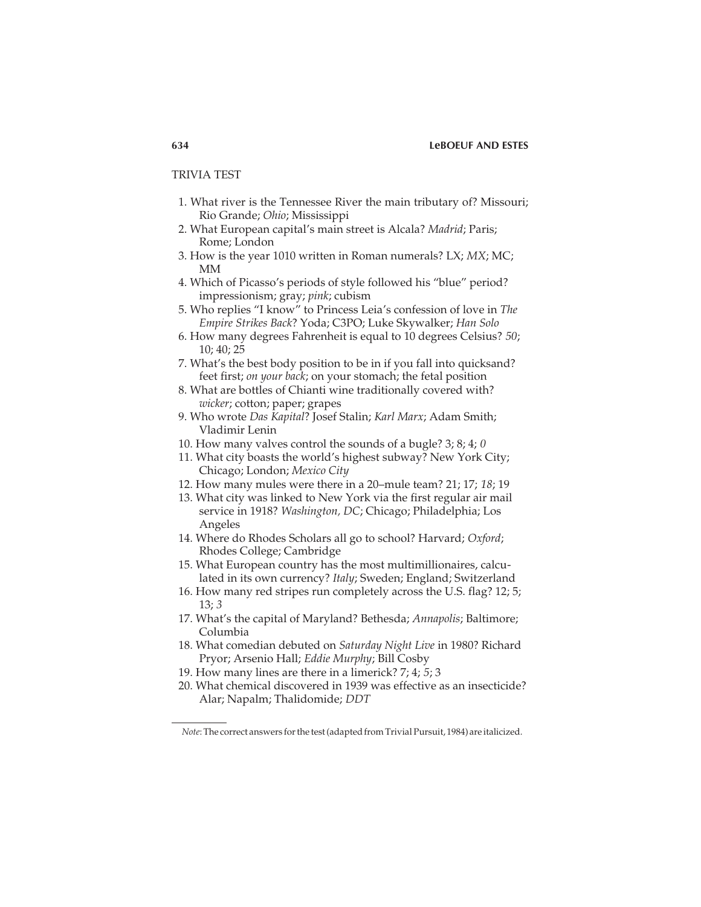## TRIVIA TEST

1. What river is the Tennessee River the main tributary of? Missouri; Rio Grande; *Ohio*; Mississippi
2. What European capital's main street is Alcala? *Madrid*; Paris; Rome; London
3. How is the year 1010 written in Roman numerals? LX; *MX*; MC; MM
4. Which of Picasso's periods of style followed his "blue" period? impressionism; gray; *pink*; cubism
5. Who replies "I know" to Princess Leia's confession of love in *The Empire Strikes Back*? Yoda; C3PO; Luke Skywalker; *Han Solo*
6. How many degrees Fahrenheit is equal to 10 degrees Celsius? *50*; 10; 40; 25
7. What's the best body position to be in if you fall into quicksand? feet first; *on your back*; on your stomach; the fetal position
8. What are bottles of Chianti wine traditionally covered with? *wicker*; cotton; paper; grapes
9. Who wrote *Das Kapital*? Josef Stalin; *Karl Marx*; Adam Smith; Vladimir Lenin
10. How many valves control the sounds of a bugle? 3; 8; 4; *0*
11. What city boasts the world's highest subway? New York City; Chicago; London; *Mexico City*
12. How many mules were there in a 20–mule team? 21; 17; *18*; 19
13. What city was linked to New York via the first regular air mail service in 1918? *Washington, DC*; Chicago; Philadelphia; Los Angeles
14. Where do Rhodes Scholars all go to school? Harvard; *Oxford*; Rhodes College; Cambridge
15. What European country has the most multimillionaires, calculated in its own currency? *Italy*; Sweden; England; Switzerland
16. How many red stripes run completely across the U.S. flag? 12; 5; 13; *3*
17. What's the capital of Maryland? Bethesda; *Annapolis*; Baltimore; Columbia
18. What comedian debuted on *Saturday Night Live* in 1980? Richard Pryor; Arsenio Hall; *Eddie Murphy*; Bill Cosby
19. How many lines are there in a limerick? 7; 4; *5*; 3
20. What chemical discovered in 1939 was effective as an insecticide? Alar; Napalm; Thalidomide; *DDT*

*Note*: The correct answers for the test (adapted from Trivial Pursuit, 1984) are italicized.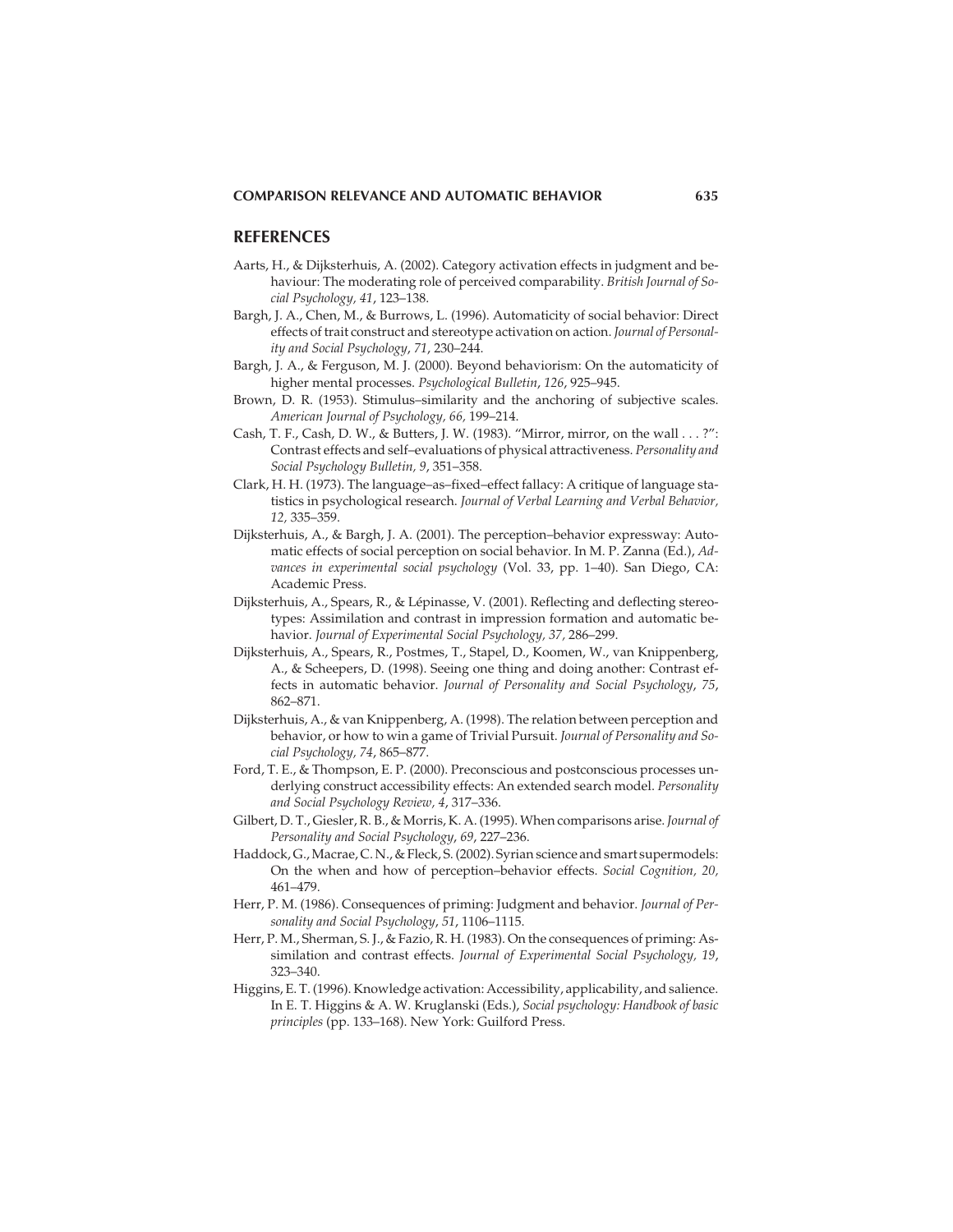## REFERENCES

Aarts, H., & Dijksterhuis, A. (2002). Category activation effects in judgment and behaviour: The moderating role of perceived comparability. *British Journal of Social Psychology, 41*, 123–138.

Bargh, J. A., Chen, M., & Burrows, L. (1996). Automaticity of social behavior: Direct effects of trait construct and stereotype activation on action. *Journal of Personality and Social Psychology*, *71*, 230–244.

Bargh, J. A., & Ferguson, M. J. (2000). Beyond behaviorism: On the automaticity of higher mental processes. *Psychological Bulletin*, *126*, 925–945.

Brown, D. R. (1953). Stimulus–similarity and the anchoring of subjective scales. *American Journal of Psychology, 66,* 199–214.

Cash, T. F., Cash, D. W., & Butters, J. W. (1983). "Mirror, mirror, on the wall . . . ?": Contrast effects and self–evaluations of physical attractiveness. *Personality and Social Psychology Bulletin, 9*, 351–358.

Clark, H. H. (1973). The language–as–fixed–effect fallacy: A critique of language statistics in psychological research. *Journal of Verbal Learning and Verbal Behavior, 12,* 335–359.

Dijksterhuis, A., & Bargh, J. A. (2001). The perception–behavior expressway: Automatic effects of social perception on social behavior. In M. P. Zanna (Ed.), *Advances in experimental social psychology* (Vol. 33, pp. 1–40). San Diego, CA: Academic Press.

Dijksterhuis, A., Spears, R., & Lépinasse, V. (2001). Reflecting and deflecting stereotypes: Assimilation and contrast in impression formation and automatic behavior. *Journal of Experimental Social Psychology, 37,* 286–299.

Dijksterhuis, A., Spears, R., Postmes, T., Stapel, D., Koomen, W., van Knippenberg, A., & Scheepers, D. (1998). Seeing one thing and doing another: Contrast effects in automatic behavior. *Journal of Personality and Social Psychology*, *75*, 862–871.

Dijksterhuis, A., & van Knippenberg, A. (1998). The relation between perception and behavior, or how to win a game of Trivial Pursuit. *Journal of Personality and Social Psychology, 74*, 865–877.

Ford, T. E., & Thompson, E. P. (2000). Preconscious and postconscious processes underlying construct accessibility effects: An extended search model. *Personality and Social Psychology Review, 4*, 317–336.

Gilbert, D. T., Giesler, R. B., & Morris, K. A. (1995). When comparisons arise. *Journal of Personality and Social Psychology*, *69*, 227–236.

Haddock, G., Macrae, C. N., & Fleck, S. (2002). Syrian science and smart supermodels: On the when and how of perception–behavior effects. *Social Cognition, 20,* 461–479.

Herr, P. M. (1986). Consequences of priming: Judgment and behavior. *Journal of Personality and Social Psychology*, *51*, 1106–1115.

Herr, P. M., Sherman, S. J., & Fazio, R. H. (1983). On the consequences of priming: Assimilation and contrast effects. *Journal of Experimental Social Psychology, 19*, 323–340.

Higgins, E. T. (1996). Knowledge activation: Accessibility, applicability, and salience. In E. T. Higgins & A. W. Kruglanski (Eds.), *Social psychology: Handbook of basic principles* (pp. 133–168). New York: Guilford Press.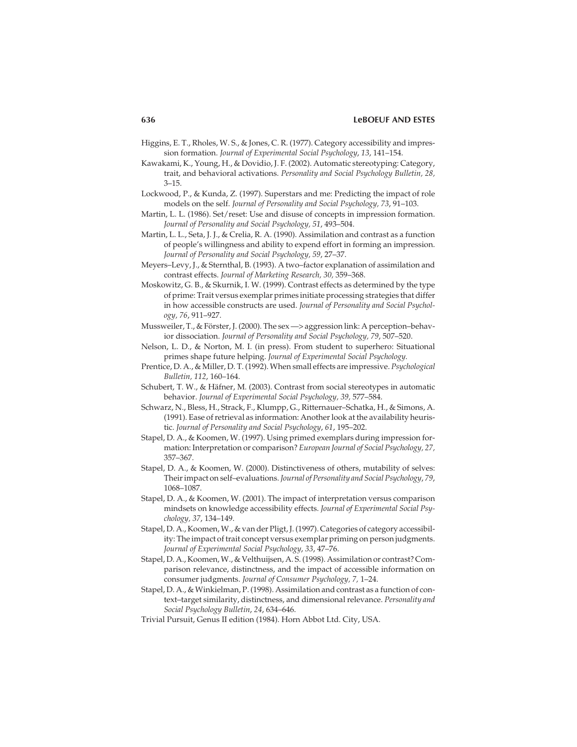Higgins, E. T., Rholes, W. S., & Jones, C. R. (1977). Category accessibility and impression formation. *Journal of Experimental Social Psychology*, *13*, 141–154.

Kawakami, K., Young, H., & Dovidio, J. F. (2002). Automatic stereotyping: Category, trait, and behavioral activations. *Personality and Social Psychology Bulletin, 28,* 3–15.

Lockwood, P., & Kunda, Z. (1997). Superstars and me: Predicting the impact of role models on the self. *Journal of Personality and Social Psychology, 73*, 91–103.

Martin, L. L. (1986). Set/reset: Use and disuse of concepts in impression formation. *Journal of Personality and Social Psychology, 51*, 493–504.

Martin, L. L., Seta, J. J., & Crelia, R. A. (1990). Assimilation and contrast as a function of people's willingness and ability to expend effort in forming an impression. *Journal of Personality and Social Psychology, 59*, 27–37.

Meyers–Levy, J., & Sternthal, B. (1993). A two–factor explanation of assimilation and contrast effects. *Journal of Marketing Research, 30,* 359–368.

Moskowitz, G. B., & Skurnik, I. W. (1999). Contrast effects as determined by the type of prime: Trait versus exemplar primes initiate processing strategies that differ in how accessible constructs are used. *Journal of Personality and Social Psychology, 76*, 911–927.

Mussweiler, T., & Förster, J. (2000). The sex —> aggression link: A perception–behavior dissociation. *Journal of Personality and Social Psychology, 79*, 507–520.

Nelson, L. D., & Norton, M. I. (in press). From student to superhero: Situational primes shape future helping. *Journal of Experimental Social Psychology*.

Prentice, D. A., & Miller, D. T. (1992). When small effects are impressive. *Psychological Bulletin, 112*, 160–164.

Schubert, T. W., & Häfner, M. (2003). Contrast from social stereotypes in automatic behavior. *Journal of Experimental Social Psychology, 39,* 577–584.

Schwarz, N., Bless, H., Strack, F., Klumpp, G., Ritternauer–Schatka, H., & Simons, A. (1991). Ease of retrieval as information: Another look at the availability heuristic. *Journal of Personality and Social Psychology*, *61*, 195–202.

Stapel, D. A., & Koomen, W. (1997). Using primed exemplars during impression formation: Interpretation or comparison? *European Journal of Social Psychology, 27,* 357–367.

Stapel, D. A., & Koomen, W. (2000). Distinctiveness of others, mutability of selves: Their impact on self–evaluations. *Journal of Personality and Social Psychology*, *79*, 1068–1087.

Stapel, D. A., & Koomen, W. (2001). The impact of interpretation versus comparison mindsets on knowledge accessibility effects. *Journal of Experimental Social Psychology, 37*, 134–149.

Stapel, D. A., Koomen, W., & van der Pligt, J. (1997). Categories of category accessibility: The impact of trait concept versus exemplar priming on person judgments. *Journal of Experimental Social Psychology*, *33*, 47–76.

Stapel, D. A., Koomen, W., & Velthuijsen, A. S. (1998). Assimilation or contrast? Comparison relevance, distinctness, and the impact of accessible information on consumer judgments. *Journal of Consumer Psychology, 7,* 1–24.

Stapel, D. A., & Winkielman, P. (1998). Assimilation and contrast as a function of context–target similarity, distinctness, and dimensional relevance. *Personality and Social Psychology Bulletin*, *24*, 634–646.

Trivial Pursuit, Genus II edition (1984). Horn Abbot Ltd. City, USA.